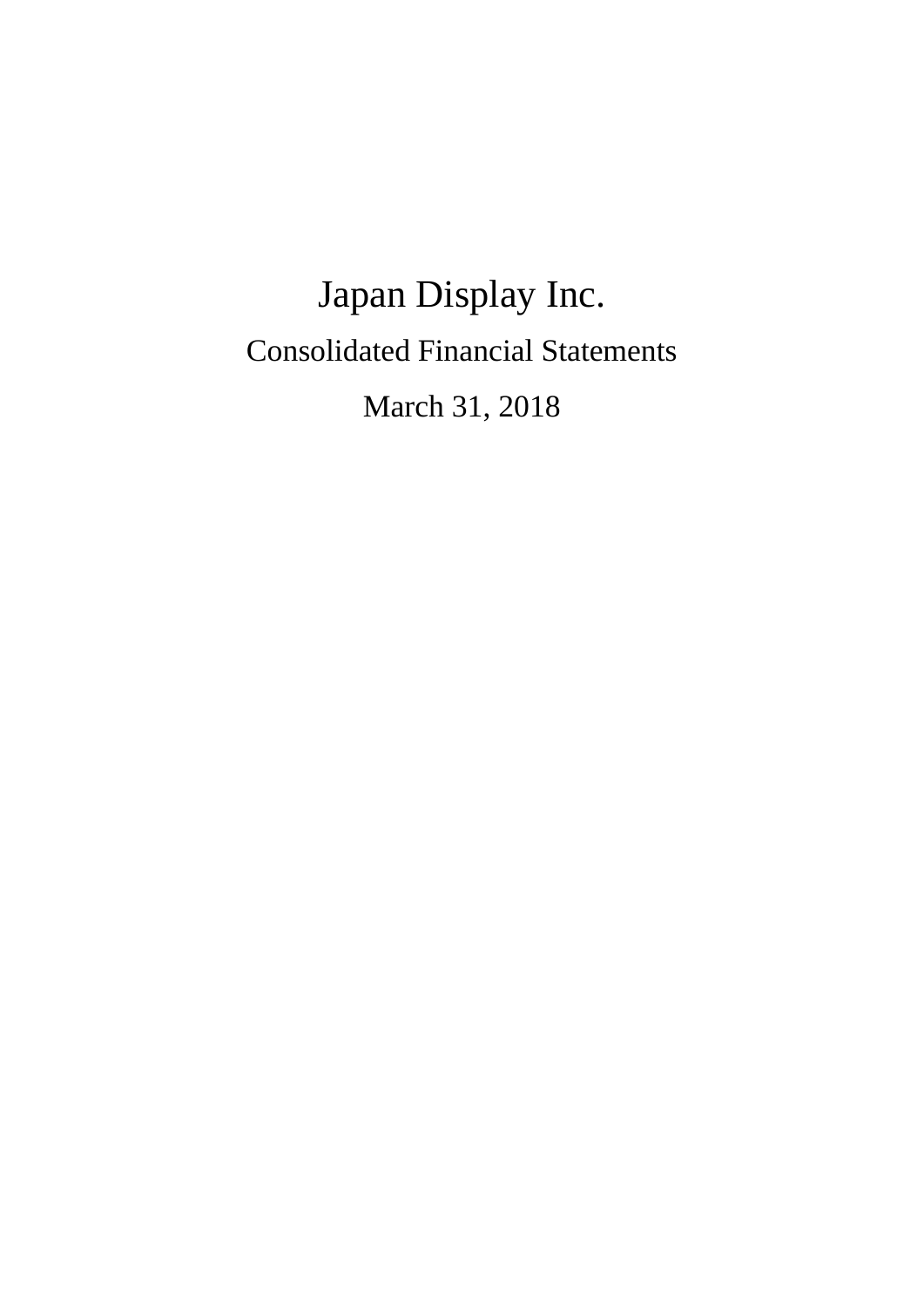# Japan Display Inc.

## Consolidated Financial Statements

March 31, 2018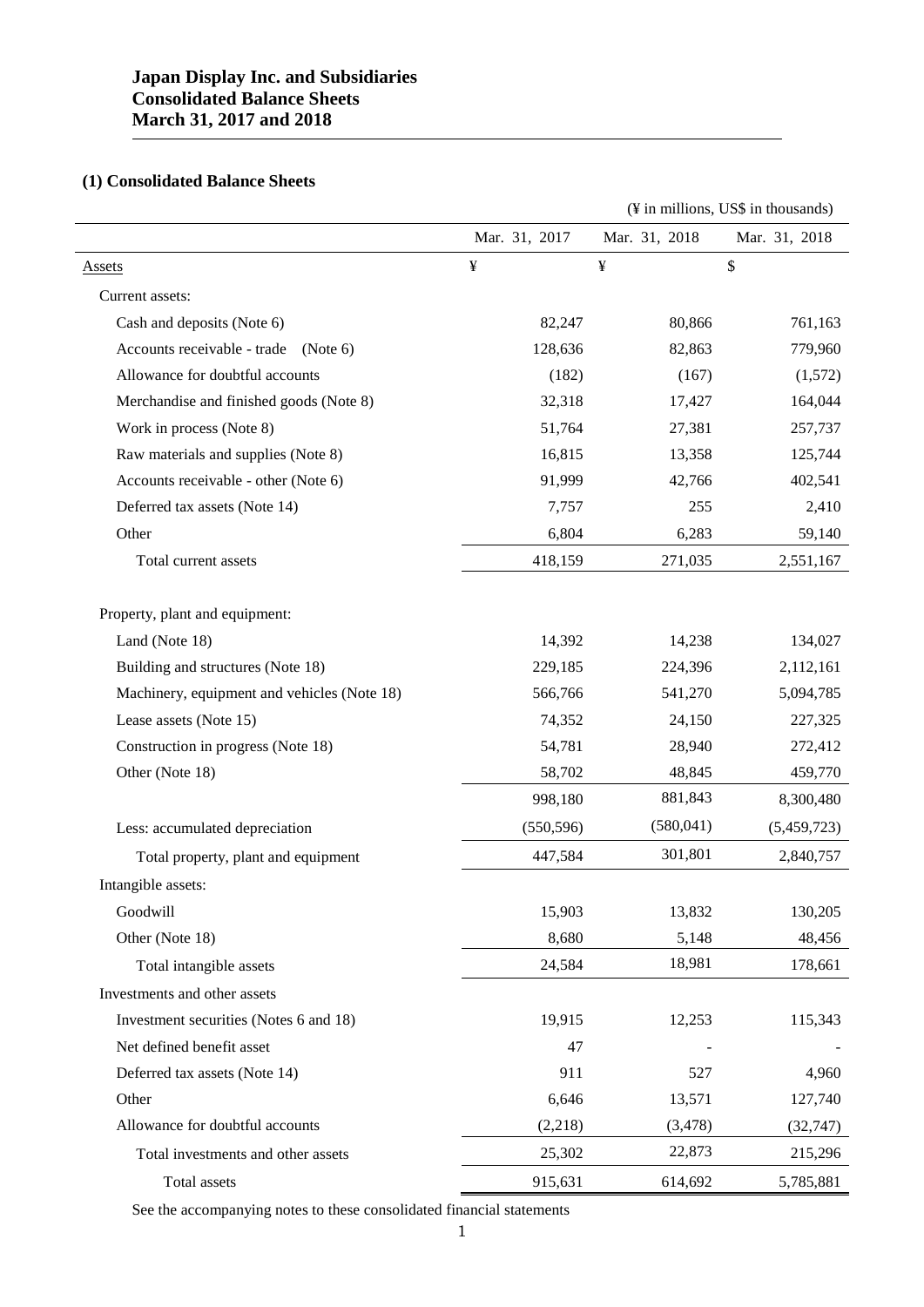# Japan Display Inc. and Subsidiaries
# Consolidated Balance Sheets
# March 31, 2017 and 2018

## (1) Consolidated Balance Sheets

(¥ in millions, US$ in thousands)

| | Mar. 31, 2017 | Mar. 31, 2018 | Mar. 31, 2018 |
|---|---|---|---|
| Assets | ¥ | ¥ | $ |
| Current assets: | | | |
| Cash and deposits (Note 6) | 82,247 | 80,866 | 761,163 |
| Accounts receivable - trade (Note 6) | 128,636 | 82,863 | 779,960 |
| Allowance for doubtful accounts | (182) | (167) | (1,572) |
| Merchandise and finished goods (Note 8) | 32,318 | 17,427 | 164,044 |
| Work in process (Note 8) | 51,764 | 27,381 | 257,737 |
| Raw materials and supplies (Note 8) | 16,815 | 13,358 | 125,744 |
| Accounts receivable - other (Note 6) | 91,999 | 42,766 | 402,541 |
| Deferred tax assets (Note 14) | 7,757 | 255 | 2,410 |
| Other | 6,804 | 6,283 | 59,140 |
| Total current assets | 418,159 | 271,035 | 2,551,167 |
| | | | |
| Property, plant and equipment: | | | |
| Land (Note 18) | 14,392 | 14,238 | 134,027 |
| Building and structures (Note 18) | 229,185 | 224,396 | 2,112,161 |
| Machinery, equipment and vehicles (Note 18) | 566,766 | 541,270 | 5,094,785 |
| Lease assets (Note 15) | 74,352 | 24,150 | 227,325 |
| Construction in progress (Note 18) | 54,781 | 28,940 | 272,412 |
| Other (Note 18) | 58,702 | 48,845 | 459,770 |
| | 998,180 | 881,843 | 8,300,480 |
| Less: accumulated depreciation | (550,596) | (580,041) | (5,459,723) |
| Total property, plant and equipment | 447,584 | 301,801 | 2,840,757 |
| Intangible assets: | | | |
| Goodwill | 15,903 | 13,832 | 130,205 |
| Other (Note 18) | 8,680 | 5,148 | 48,456 |
| Total intangible assets | 24,584 | 18,981 | 178,661 |
| Investments and other assets | | | |
| Investment securities (Notes 6 and 18) | 19,915 | 12,253 | 115,343 |
| Net defined benefit asset | 47 | - | - |
| Deferred tax assets (Note 14) | 911 | 527 | 4,960 |
| Other | 6,646 | 13,571 | 127,740 |
| Allowance for doubtful accounts | (2,218) | (3,478) | (32,747) |
| Total investments and other assets | 25,302 | 22,873 | 215,296 |
| Total assets | 915,631 | 614,692 | 5,785,881 |

See the accompanying notes to these consolidated financial statements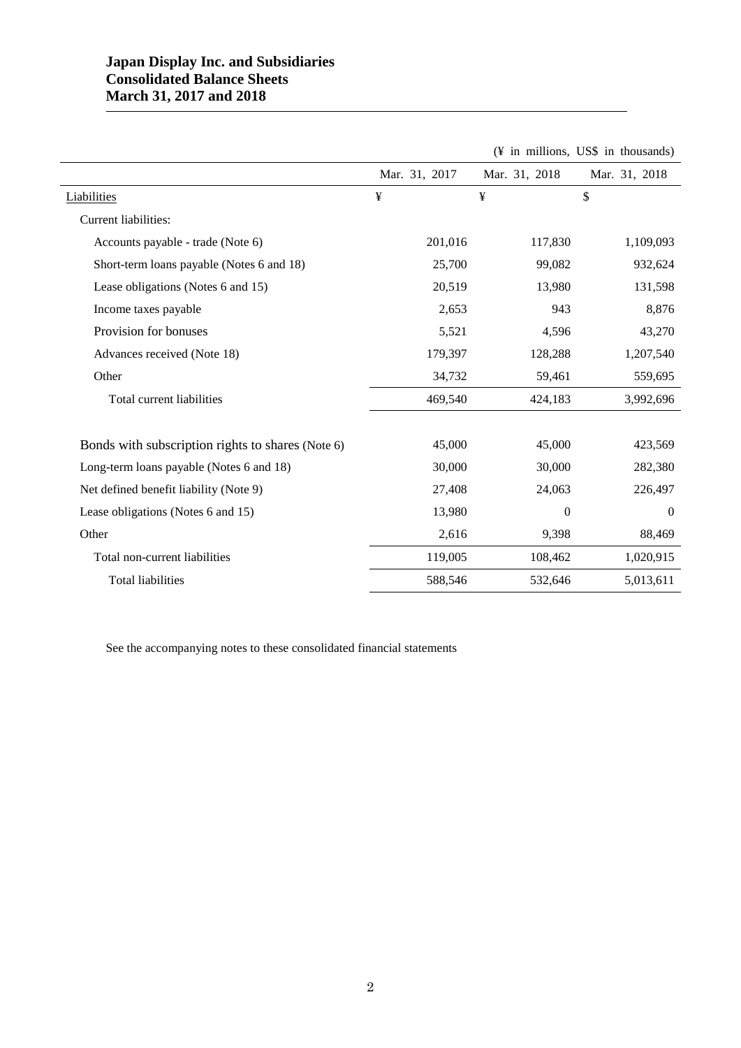**Japan Display Inc. and Subsidiaries**
**Consolidated Balance Sheets**
**March 31, 2017 and 2018**

(¥ in millions, US$ in thousands)

| | Mar. 31, 2017 | Mar. 31, 2018 | Mar. 31, 2018 |
|---|---|---|---|
| Liabilities | ¥ | ¥ | $ |
| Current liabilities: | | | |
| Accounts payable - trade (Note 6) | 201,016 | 117,830 | 1,109,093 |
| Short-term loans payable (Notes 6 and 18) | 25,700 | 99,082 | 932,624 |
| Lease obligations (Notes 6 and 15) | 20,519 | 13,980 | 131,598 |
| Income taxes payable | 2,653 | 943 | 8,876 |
| Provision for bonuses | 5,521 | 4,596 | 43,270 |
| Advances received (Note 18) | 179,397 | 128,288 | 1,207,540 |
| Other | 34,732 | 59,461 | 559,695 |
| Total current liabilities | 469,540 | 424,183 | 3,992,696 |
| | | | |
| Bonds with subscription rights to shares (Note 6) | 45,000 | 45,000 | 423,569 |
| Long-term loans payable (Notes 6 and 18) | 30,000 | 30,000 | 282,380 |
| Net defined benefit liability (Note 9) | 27,408 | 24,063 | 226,497 |
| Lease obligations (Notes 6 and 15) | 13,980 | 0 | 0 |
| Other | 2,616 | 9,398 | 88,469 |
| Total non-current liabilities | 119,005 | 108,462 | 1,020,915 |
| Total liabilities | 588,546 | 532,646 | 5,013,611 |

See the accompanying notes to these consolidated financial statements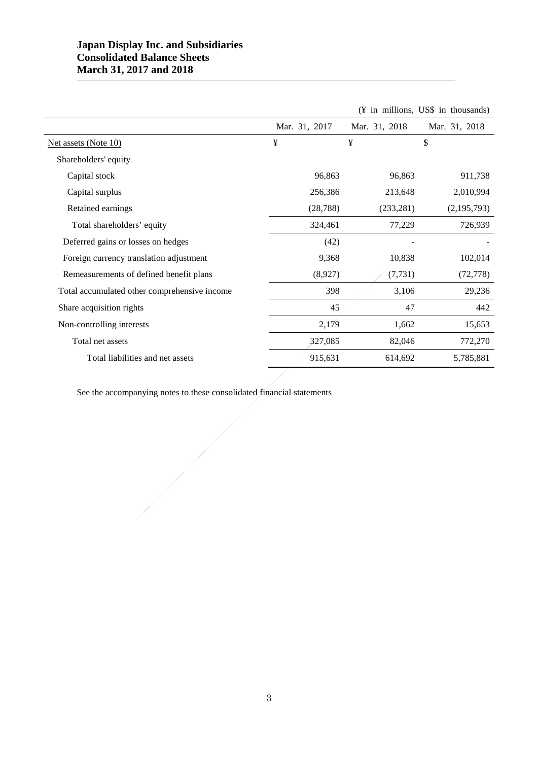**Japan Display Inc. and Subsidiaries**
**Consolidated Balance Sheets**
**March 31, 2017 and 2018**

(¥ in millions, US$ in thousands)

| | Mar. 31, 2017 | Mar. 31, 2018 | Mar. 31, 2018 |
|---|---|---|---|
| Net assets (Note 10) | ¥ | ¥ | $ |
| Shareholders' equity | | | |
| Capital stock | 96,863 | 96,863 | 911,738 |
| Capital surplus | 256,386 | 213,648 | 2,010,994 |
| Retained earnings | (28,788) | (233,281) | (2,195,793) |
| Total shareholders' equity | 324,461 | 77,229 | 726,939 |
| Deferred gains or losses on hedges | (42) | - | - |
| Foreign currency translation adjustment | 9,368 | 10,838 | 102,014 |
| Remeasurements of defined benefit plans | (8,927) | (7,731) | (72,778) |
| Total accumulated other comprehensive income | 398 | 3,106 | 29,236 |
| Share acquisition rights | 45 | 47 | 442 |
| Non-controlling interests | 2,179 | 1,662 | 15,653 |
| Total net assets | 327,085 | 82,046 | 772,270 |
| Total liabilities and net assets | 915,631 | 614,692 | 5,785,881 |

See the accompanying notes to these consolidated financial statements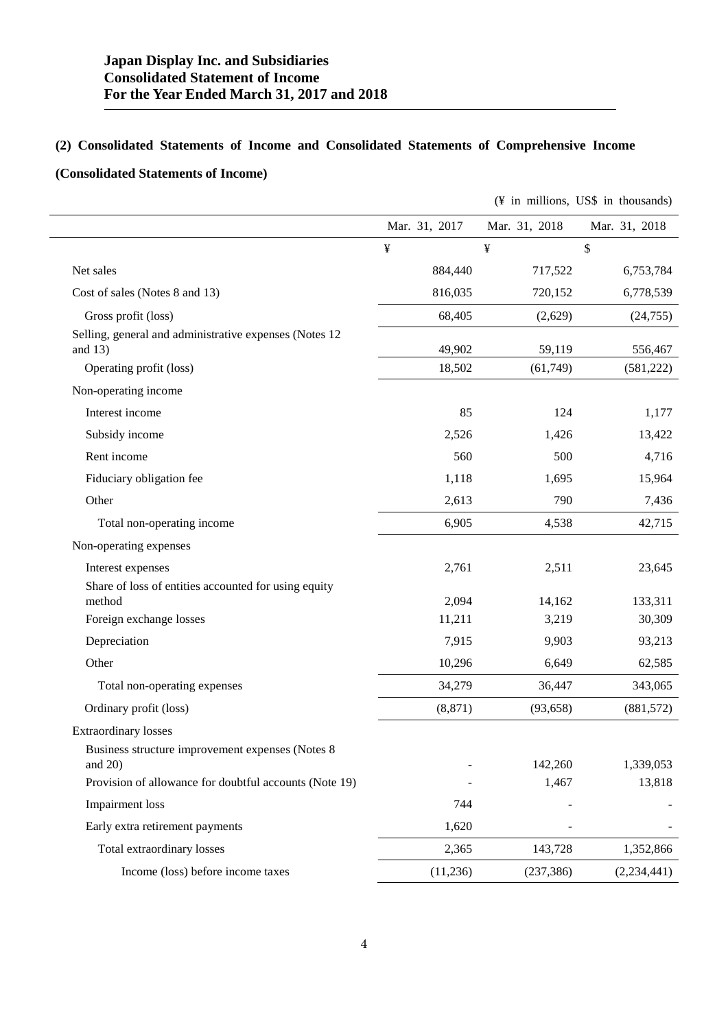**Japan Display Inc. and Subsidiaries**
**Consolidated Statement of Income**
**For the Year Ended March 31, 2017 and 2018**

## (2) Consolidated Statements of Income and Consolidated Statements of Comprehensive Income

### (Consolidated Statements of Income)

(¥ in millions, US$ in thousands)

| | Mar. 31, 2017 | Mar. 31, 2018 | Mar. 31, 2018 |
|---|---|---|---|
| | ¥ | ¥ | $ |
| Net sales | 884,440 | 717,522 | 6,753,784 |
| Cost of sales (Notes 8 and 13) | 816,035 | 720,152 | 6,778,539 |
| Gross profit (loss) | 68,405 | (2,629) | (24,755) |
| Selling, general and administrative expenses (Notes 12 and 13) | 49,902 | 59,119 | 556,467 |
| Operating profit (loss) | 18,502 | (61,749) | (581,222) |
| Non-operating income | | | |
| Interest income | 85 | 124 | 1,177 |
| Subsidy income | 2,526 | 1,426 | 13,422 |
| Rent income | 560 | 500 | 4,716 |
| Fiduciary obligation fee | 1,118 | 1,695 | 15,964 |
| Other | 2,613 | 790 | 7,436 |
| Total non-operating income | 6,905 | 4,538 | 42,715 |
| Non-operating expenses | | | |
| Interest expenses | 2,761 | 2,511 | 23,645 |
| Share of loss of entities accounted for using equity method | 2,094 | 14,162 | 133,311 |
| Foreign exchange losses | 11,211 | 3,219 | 30,309 |
| Depreciation | 7,915 | 9,903 | 93,213 |
| Other | 10,296 | 6,649 | 62,585 |
| Total non-operating expenses | 34,279 | 36,447 | 343,065 |
| Ordinary profit (loss) | (8,871) | (93,658) | (881,572) |
| Extraordinary losses | | | |
| Business structure improvement expenses (Notes 8 and 20) | - | 142,260 | 1,339,053 |
| Provision of allowance for doubtful accounts (Note 19) | - | 1,467 | 13,818 |
| Impairment loss | 744 | - | - |
| Early extra retirement payments | 1,620 | - | - |
| Total extraordinary losses | 2,365 | 143,728 | 1,352,866 |
| Income (loss) before income taxes | (11,236) | (237,386) | (2,234,441) |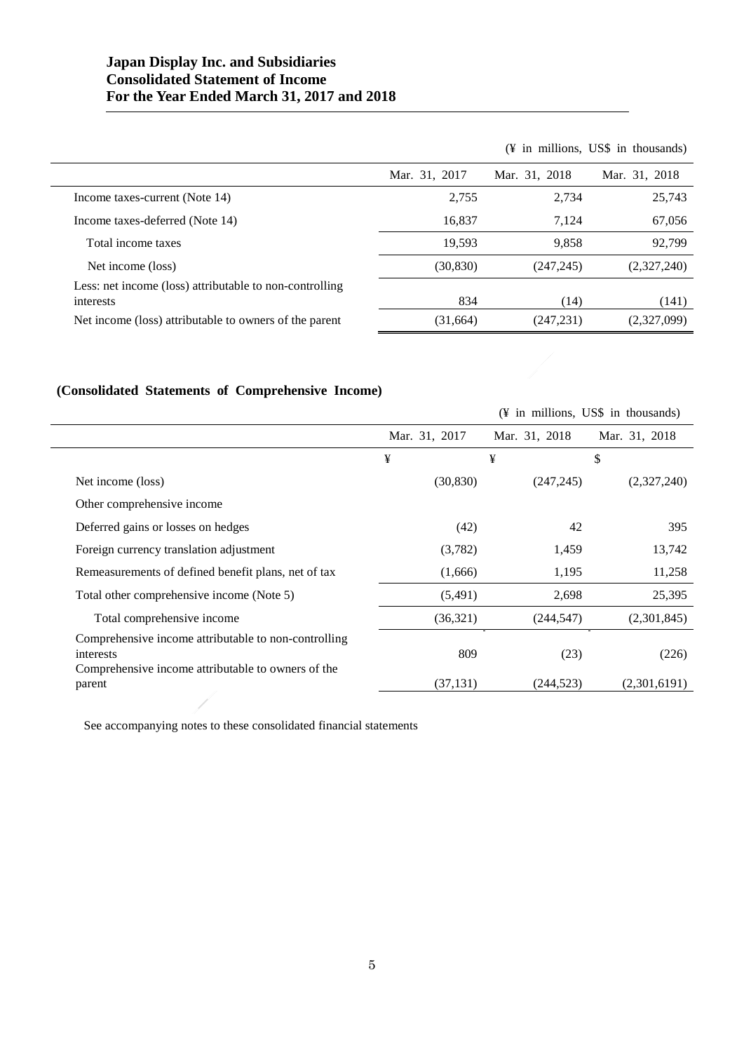**Japan Display Inc. and Subsidiaries**
**Consolidated Statement of Income**
**For the Year Ended March 31, 2017 and 2018**

(¥ in millions, US$ in thousands)

| | Mar. 31, 2017 | Mar. 31, 2018 | Mar. 31, 2018 |
|---|---|---|---|
| Income taxes-current (Note 14) | 2,755 | 2,734 | 25,743 |
| Income taxes-deferred (Note 14) | 16,837 | 7,124 | 67,056 |
| Total income taxes | 19,593 | 9,858 | 92,799 |
| Net income (loss) | (30,830) | (247,245) | (2,327,240) |
| Less: net income (loss) attributable to non-controlling interests | 834 | (14) | (141) |
| Net income (loss) attributable to owners of the parent | (31,664) | (247,231) | (2,327,099) |

**(Consolidated Statements of Comprehensive Income)**

(¥ in millions, US$ in thousands)

| | Mar. 31, 2017 | Mar. 31, 2018 | Mar. 31, 2018 |
|---|---|---|---|
| | ¥ | ¥ | $ |
| Net income (loss) | (30,830) | (247,245) | (2,327,240) |
| Other comprehensive income | | | |
| Deferred gains or losses on hedges | (42) | 42 | 395 |
| Foreign currency translation adjustment | (3,782) | 1,459 | 13,742 |
| Remeasurements of defined benefit plans, net of tax | (1,666) | 1,195 | 11,258 |
| Total other comprehensive income (Note 5) | (5,491) | 2,698 | 25,395 |
| Total comprehensive income | (36,321) | (244,547) | (2,301,845) |
| Comprehensive income attributable to non-controlling interests | 809 | (23) | (226) |
| Comprehensive income attributable to owners of the parent | (37,131) | (244,523) | (2,301,6191) |

See accompanying notes to these consolidated financial statements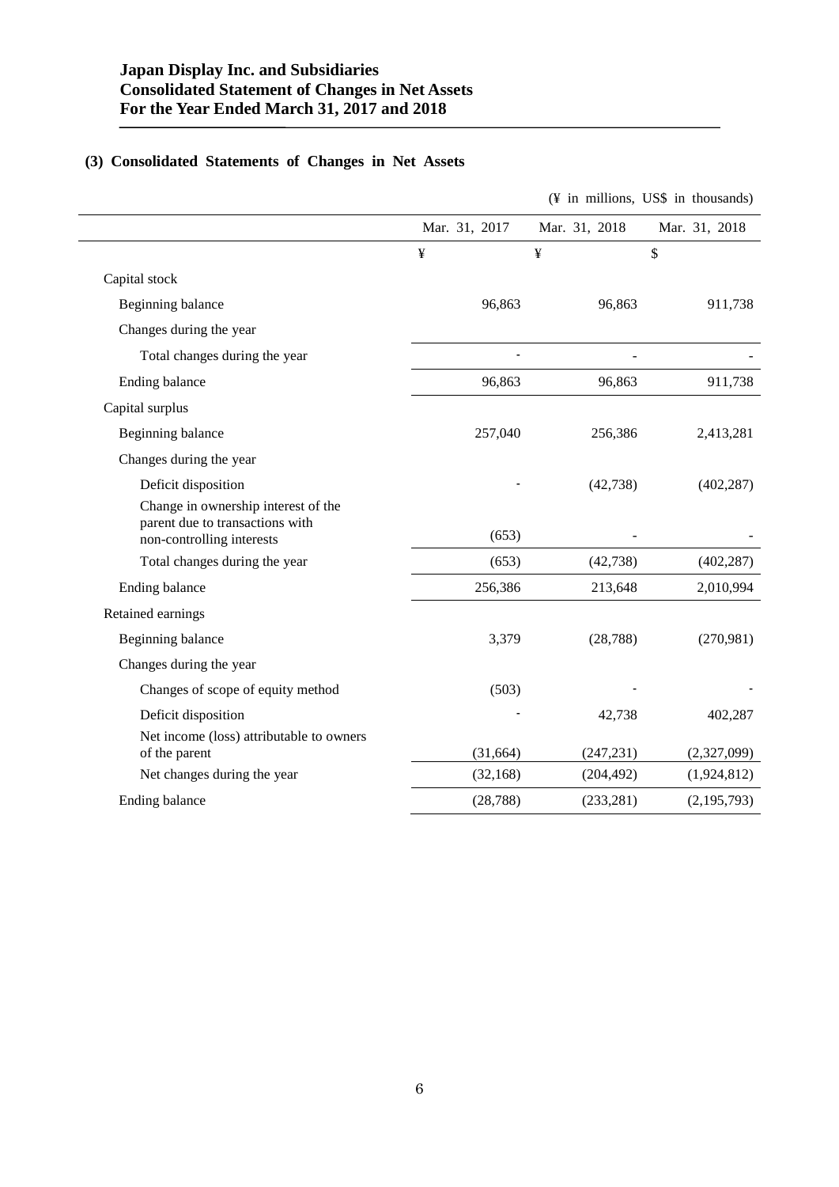**Japan Display Inc. and Subsidiaries**
**Consolidated Statement of Changes in Net Assets**
**For the Year Ended March 31, 2017 and 2018**

### (3) Consolidated Statements of Changes in Net Assets

(¥ in millions, US$ in thousands)

| | Mar. 31, 2017 | Mar. 31, 2018 | Mar. 31, 2018 |
|---|---|---|---|
| | ¥ | ¥ | $ |
| Capital stock | | | |
| Beginning balance | 96,863 | 96,863 | 911,738 |
| Changes during the year | | | |
| Total changes during the year | - | - | - |
| Ending balance | 96,863 | 96,863 | 911,738 |
| Capital surplus | | | |
| Beginning balance | 257,040 | 256,386 | 2,413,281 |
| Changes during the year | | | |
| Deficit disposition | - | (42,738) | (402,287) |
| Change in ownership interest of the parent due to transactions with non-controlling interests | (653) | - | - |
| Total changes during the year | (653) | (42,738) | (402,287) |
| Ending balance | 256,386 | 213,648 | 2,010,994 |
| Retained earnings | | | |
| Beginning balance | 3,379 | (28,788) | (270,981) |
| Changes during the year | | | |
| Changes of scope of equity method | (503) | - | - |
| Deficit disposition | - | 42,738 | 402,287 |
| Net income (loss) attributable to owners of the parent | (31,664) | (247,231) | (2,327,099) |
| Net changes during the year | (32,168) | (204,492) | (1,924,812) |
| Ending balance | (28,788) | (233,281) | (2,195,793) |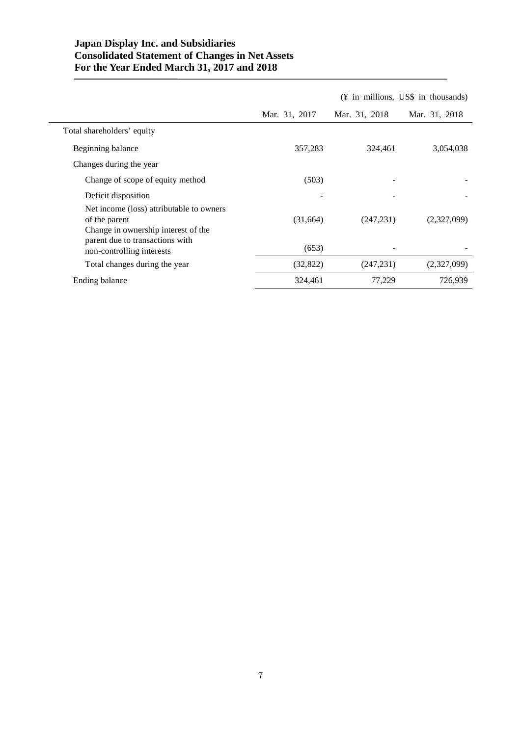**Japan Display Inc. and Subsidiaries**
**Consolidated Statement of Changes in Net Assets**
**For the Year Ended March 31, 2017 and 2018**

(¥ in millions, US$ in thousands)

| | Mar. 31, 2017 | Mar. 31, 2018 | Mar. 31, 2018 |
|---|---|---|---|
| Total shareholders' equity | | | |
| Beginning balance | 357,283 | 324,461 | 3,054,038 |
| Changes during the year | | | |
| Change of scope of equity method | (503) | - | - |
| Deficit disposition | - | - | - |
| Net income (loss) attributable to owners of the parent | (31,664) | (247,231) | (2,327,099) |
| Change in ownership interest of the parent due to transactions with non-controlling interests | (653) | - | - |
| Total changes during the year | (32,822) | (247,231) | (2,327,099) |
| Ending balance | 324,461 | 77,229 | 726,939 |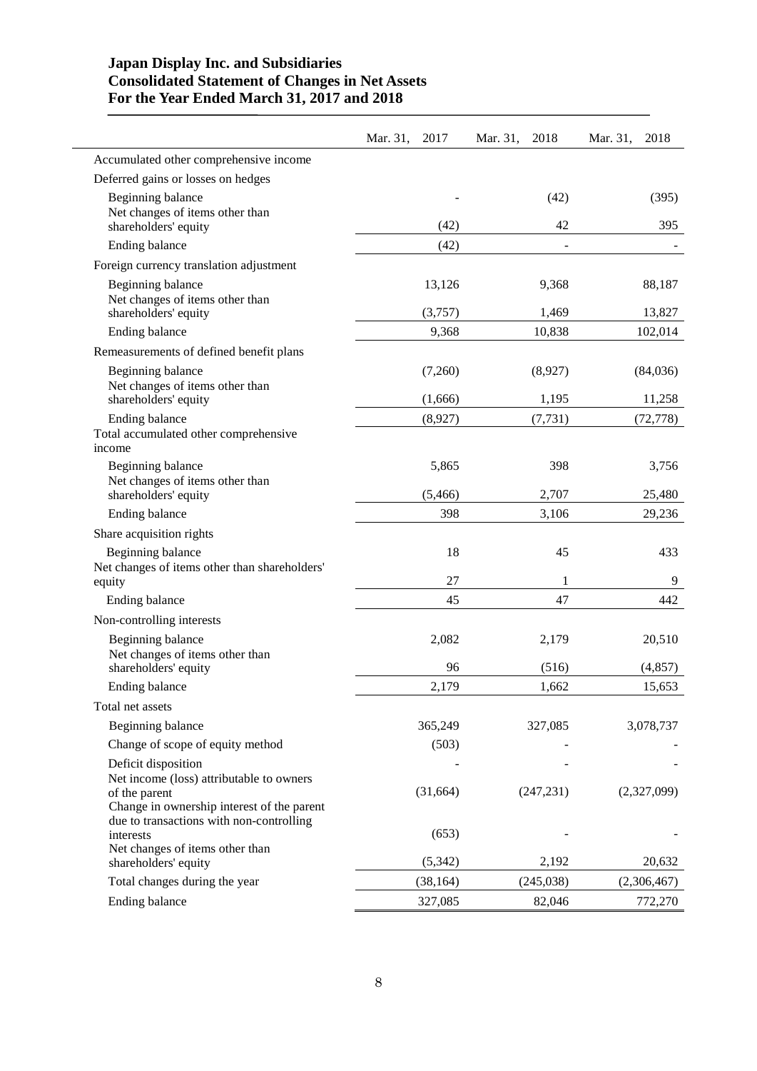# Japan Display Inc. and Subsidiaries
# Consolidated Statement of Changes in Net Assets
# For the Year Ended March 31, 2017 and 2018

| | Mar. 31, 2017 | Mar. 31, 2018 | Mar. 31, 2018 |
|---|---|---|---|
| Accumulated other comprehensive income | | | |
| Deferred gains or losses on hedges | | | |
| Beginning balance | - | (42) | (395) |
| Net changes of items other than shareholders' equity | (42) | 42 | 395 |
| Ending balance | (42) | - | - |
| Foreign currency translation adjustment | | | |
| Beginning balance | 13,126 | 9,368 | 88,187 |
| Net changes of items other than shareholders' equity | (3,757) | 1,469 | 13,827 |
| Ending balance | 9,368 | 10,838 | 102,014 |
| Remeasurements of defined benefit plans | | | |
| Beginning balance | (7,260) | (8,927) | (84,036) |
| Net changes of items other than shareholders' equity | (1,666) | 1,195 | 11,258 |
| Ending balance | (8,927) | (7,731) | (72,778) |
| Total accumulated other comprehensive income | | | |
| Beginning balance | 5,865 | 398 | 3,756 |
| Net changes of items other than shareholders' equity | (5,466) | 2,707 | 25,480 |
| Ending balance | 398 | 3,106 | 29,236 |
| Share acquisition rights | | | |
| Beginning balance | 18 | 45 | 433 |
| Net changes of items other than shareholders' equity | 27 | 1 | 9 |
| Ending balance | 45 | 47 | 442 |
| Non-controlling interests | | | |
| Beginning balance | 2,082 | 2,179 | 20,510 |
| Net changes of items other than shareholders' equity | 96 | (516) | (4,857) |
| Ending balance | 2,179 | 1,662 | 15,653 |
| Total net assets | | | |
| Beginning balance | 365,249 | 327,085 | 3,078,737 |
| Change of scope of equity method | (503) | - | - |
| Deficit disposition | - | - | - |
| Net income (loss) attributable to owners of the parent | (31,664) | (247,231) | (2,327,099) |
| Change in ownership interest of the parent due to transactions with non-controlling interests | (653) | - | - |
| Net changes of items other than shareholders' equity | (5,342) | 2,192 | 20,632 |
| Total changes during the year | (38,164) | (245,038) | (2,306,467) |
| Ending balance | 327,085 | 82,046 | 772,270 |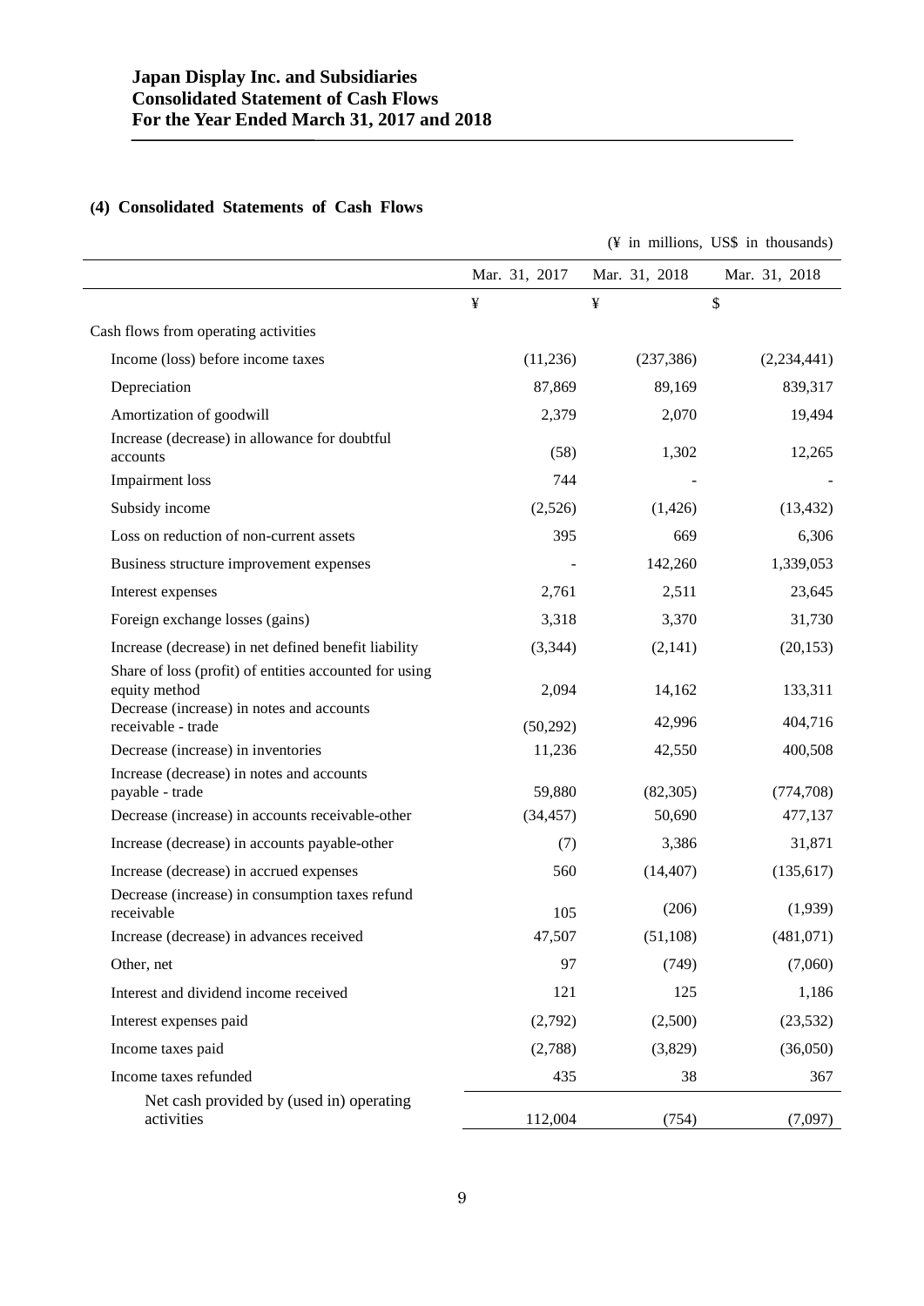# Japan Display Inc. and Subsidiaries
# Consolidated Statement of Cash Flows
# For the Year Ended March 31, 2017 and 2018

## (4) Consolidated Statements of Cash Flows

(¥ in millions, US$ in thousands)

| | Mar. 31, 2017 | Mar. 31, 2018 | Mar. 31, 2018 |
|---|---|---|---|
| | ¥ | ¥ | $ |
| Cash flows from operating activities | | | |
| Income (loss) before income taxes | (11,236) | (237,386) | (2,234,441) |
| Depreciation | 87,869 | 89,169 | 839,317 |
| Amortization of goodwill | 2,379 | 2,070 | 19,494 |
| Increase (decrease) in allowance for doubtful accounts | (58) | 1,302 | 12,265 |
| Impairment loss | 744 | - | - |
| Subsidy income | (2,526) | (1,426) | (13,432) |
| Loss on reduction of non-current assets | 395 | 669 | 6,306 |
| Business structure improvement expenses | - | 142,260 | 1,339,053 |
| Interest expenses | 2,761 | 2,511 | 23,645 |
| Foreign exchange losses (gains) | 3,318 | 3,370 | 31,730 |
| Increase (decrease) in net defined benefit liability | (3,344) | (2,141) | (20,153) |
| Share of loss (profit) of entities accounted for using equity method | 2,094 | 14,162 | 133,311 |
| Decrease (increase) in notes and accounts receivable - trade | (50,292) | 42,996 | 404,716 |
| Decrease (increase) in inventories | 11,236 | 42,550 | 400,508 |
| Increase (decrease) in notes and accounts payable - trade | 59,880 | (82,305) | (774,708) |
| Decrease (increase) in accounts receivable-other | (34,457) | 50,690 | 477,137 |
| Increase (decrease) in accounts payable-other | (7) | 3,386 | 31,871 |
| Increase (decrease) in accrued expenses | 560 | (14,407) | (135,617) |
| Decrease (increase) in consumption taxes refund receivable | 105 | (206) | (1,939) |
| Increase (decrease) in advances received | 47,507 | (51,108) | (481,071) |
| Other, net | 97 | (749) | (7,060) |
| Interest and dividend income received | 121 | 125 | 1,186 |
| Interest expenses paid | (2,792) | (2,500) | (23,532) |
| Income taxes paid | (2,788) | (3,829) | (36,050) |
| Income taxes refunded | 435 | 38 | 367 |
| Net cash provided by (used in) operating activities | 112,004 | (754) | (7,097) |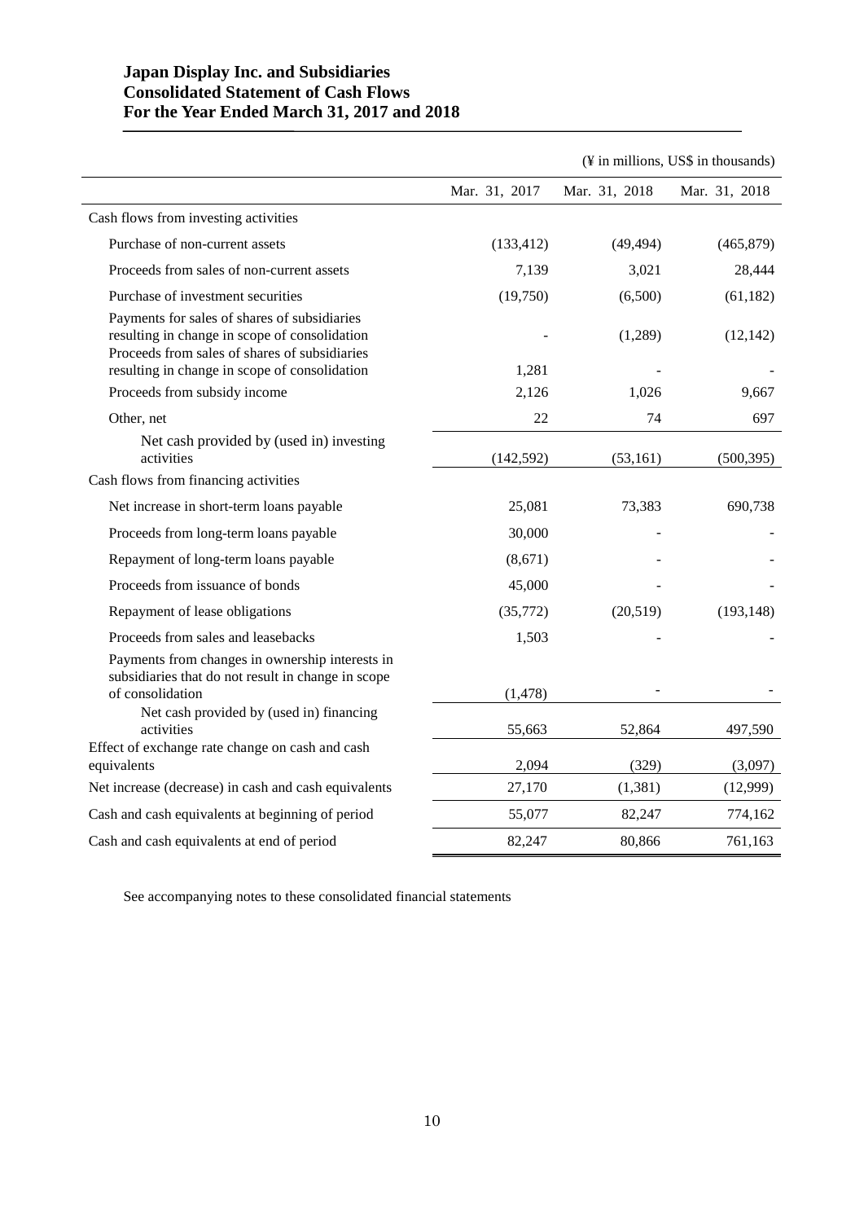# Japan Display Inc. and Subsidiaries
# Consolidated Statement of Cash Flows
# For the Year Ended March 31, 2017 and 2018

(¥ in millions, US$ in thousands)

| | Mar. 31, 2017 | Mar. 31, 2018 | Mar. 31, 2018 |
|---|---|---|---|
| Cash flows from investing activities | | | |
| Purchase of non-current assets | (133,412) | (49,494) | (465,879) |
| Proceeds from sales of non-current assets | 7,139 | 3,021 | 28,444 |
| Purchase of investment securities | (19,750) | (6,500) | (61,182) |
| Payments for sales of shares of subsidiaries resulting in change in scope of consolidation | - | (1,289) | (12,142) |
| Proceeds from sales of shares of subsidiaries resulting in change in scope of consolidation | 1,281 | - | - |
| Proceeds from subsidy income | 2,126 | 1,026 | 9,667 |
| Other, net | 22 | 74 | 697 |
| Net cash provided by (used in) investing activities | (142,592) | (53,161) | (500,395) |
| Cash flows from financing activities | | | |
| Net increase in short-term loans payable | 25,081 | 73,383 | 690,738 |
| Proceeds from long-term loans payable | 30,000 | - | - |
| Repayment of long-term loans payable | (8,671) | - | - |
| Proceeds from issuance of bonds | 45,000 | - | - |
| Repayment of lease obligations | (35,772) | (20,519) | (193,148) |
| Proceeds from sales and leasebacks | 1,503 | - | - |
| Payments from changes in ownership interests in subsidiaries that do not result in change in scope of consolidation | (1,478) | - | - |
| Net cash provided by (used in) financing activities | 55,663 | 52,864 | 497,590 |
| Effect of exchange rate change on cash and cash equivalents | 2,094 | (329) | (3,097) |
| Net increase (decrease) in cash and cash equivalents | 27,170 | (1,381) | (12,999) |
| Cash and cash equivalents at beginning of period | 55,077 | 82,247 | 774,162 |
| Cash and cash equivalents at end of period | 82,247 | 80,866 | 761,163 |

See accompanying notes to these consolidated financial statements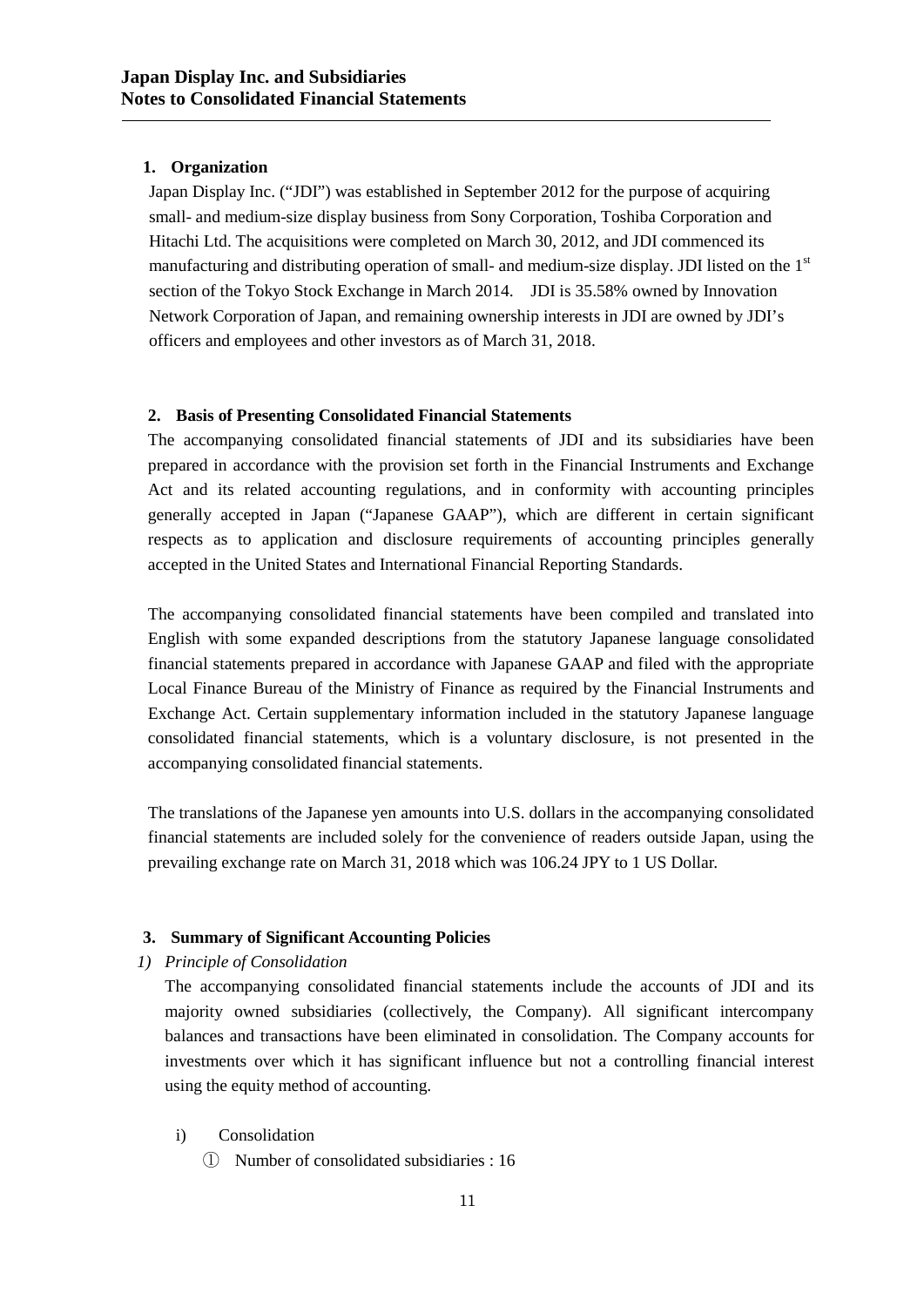# Japan Display Inc. and Subsidiaries
# Notes to Consolidated Financial Statements

## 1. Organization

Japan Display Inc. ("JDI") was established in September 2012 for the purpose of acquiring small- and medium-size display business from Sony Corporation, Toshiba Corporation and Hitachi Ltd. The acquisitions were completed on March 30, 2012, and JDI commenced its manufacturing and distributing operation of small- and medium-size display. JDI listed on the 1st section of the Tokyo Stock Exchange in March 2014.　JDI is 35.58% owned by Innovation Network Corporation of Japan, and remaining ownership interests in JDI are owned by JDI's officers and employees and other investors as of March 31, 2018.

## 2. Basis of Presenting Consolidated Financial Statements

The accompanying consolidated financial statements of JDI and its subsidiaries have been prepared in accordance with the provision set forth in the Financial Instruments and Exchange Act and its related accounting regulations, and in conformity with accounting principles generally accepted in Japan ("Japanese GAAP"), which are different in certain significant respects as to application and disclosure requirements of accounting principles generally accepted in the United States and International Financial Reporting Standards.

The accompanying consolidated financial statements have been compiled and translated into English with some expanded descriptions from the statutory Japanese language consolidated financial statements prepared in accordance with Japanese GAAP and filed with the appropriate Local Finance Bureau of the Ministry of Finance as required by the Financial Instruments and Exchange Act. Certain supplementary information included in the statutory Japanese language consolidated financial statements, which is a voluntary disclosure, is not presented in the accompanying consolidated financial statements.

The translations of the Japanese yen amounts into U.S. dollars in the accompanying consolidated financial statements are included solely for the convenience of readers outside Japan, using the prevailing exchange rate on March 31, 2018 which was 106.24 JPY to 1 US Dollar.

## 3. Summary of Significant Accounting Policies

*1) Principle of Consolidation*

The accompanying consolidated financial statements include the accounts of JDI and its majority owned subsidiaries (collectively, the Company). All significant intercompany balances and transactions have been eliminated in consolidation. The Company accounts for investments over which it has significant influence but not a controlling financial interest using the equity method of accounting.

i) Consolidation

① Number of consolidated subsidiaries : 16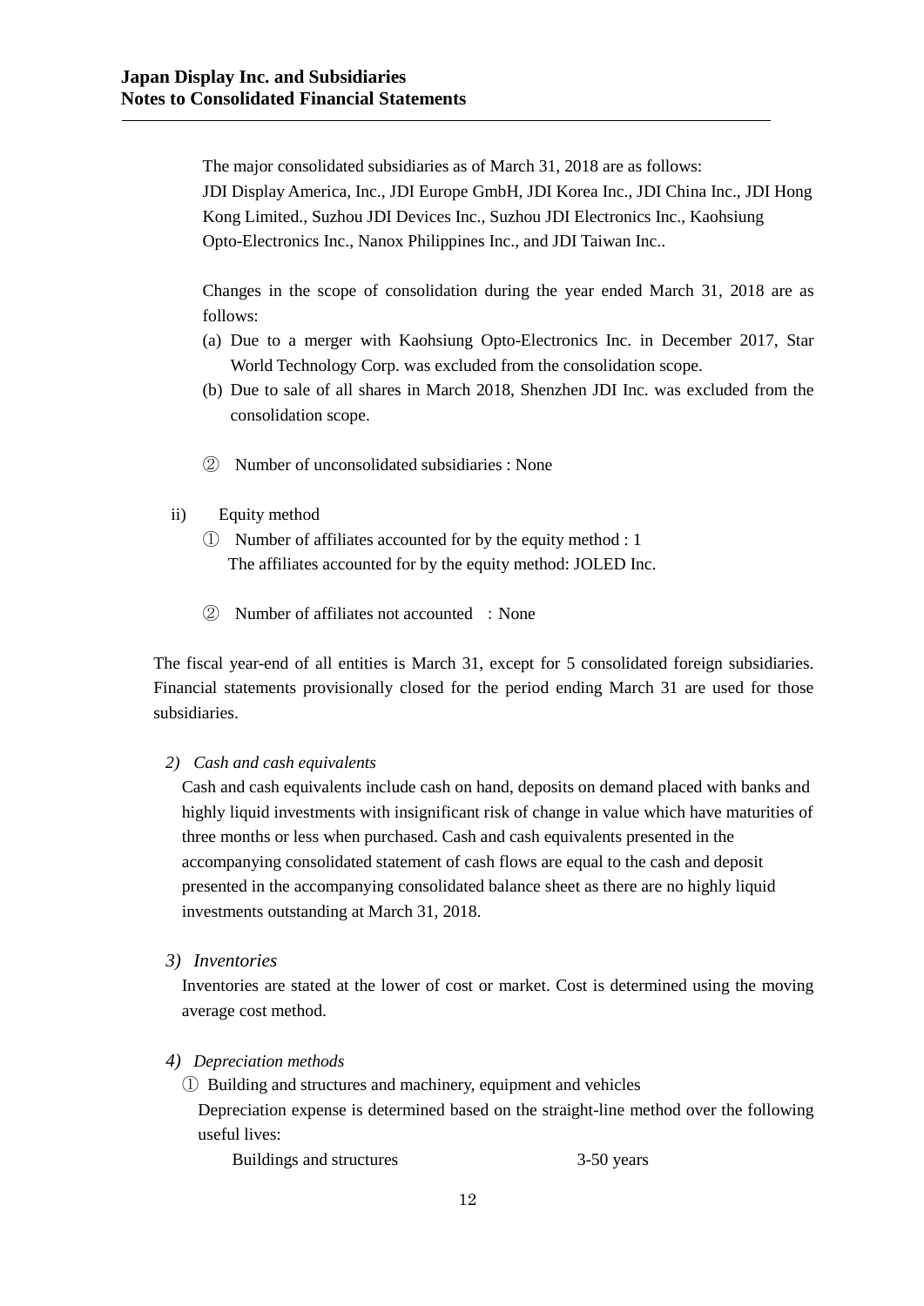The major consolidated subsidiaries as of March 31, 2018 are as follows:
JDI Display America, Inc., JDI Europe GmbH, JDI Korea Inc., JDI China Inc., JDI Hong Kong Limited., Suzhou JDI Devices Inc., Suzhou JDI Electronics Inc., Kaohsiung Opto-Electronics Inc., Nanox Philippines Inc., and JDI Taiwan Inc..

Changes in the scope of consolidation during the year ended March 31, 2018 are as follows:

(a) Due to a merger with Kaohsiung Opto-Electronics Inc. in December 2017, Star World Technology Corp. was excluded from the consolidation scope.
(b) Due to sale of all shares in March 2018, Shenzhen JDI Inc. was excluded from the consolidation scope.

② Number of unconsolidated subsidiaries : None

ii) Equity method

① Number of affiliates accounted for by the equity method : 1
The affiliates accounted for by the equity method: JOLED Inc.

② Number of affiliates not accounted : None

The fiscal year-end of all entities is March 31, except for 5 consolidated foreign subsidiaries. Financial statements provisionally closed for the period ending March 31 are used for those subsidiaries.

*2) Cash and cash equivalents*

Cash and cash equivalents include cash on hand, deposits on demand placed with banks and highly liquid investments with insignificant risk of change in value which have maturities of three months or less when purchased. Cash and cash equivalents presented in the accompanying consolidated statement of cash flows are equal to the cash and deposit presented in the accompanying consolidated balance sheet as there are no highly liquid investments outstanding at March 31, 2018.

*3) Inventories*

Inventories are stated at the lower of cost or market. Cost is determined using the moving average cost method.

*4) Depreciation methods*

① Building and structures and machinery, equipment and vehicles

Depreciation expense is determined based on the straight-line method over the following useful lives:

| | |
|---|---|
| Buildings and structures | 3-50 years |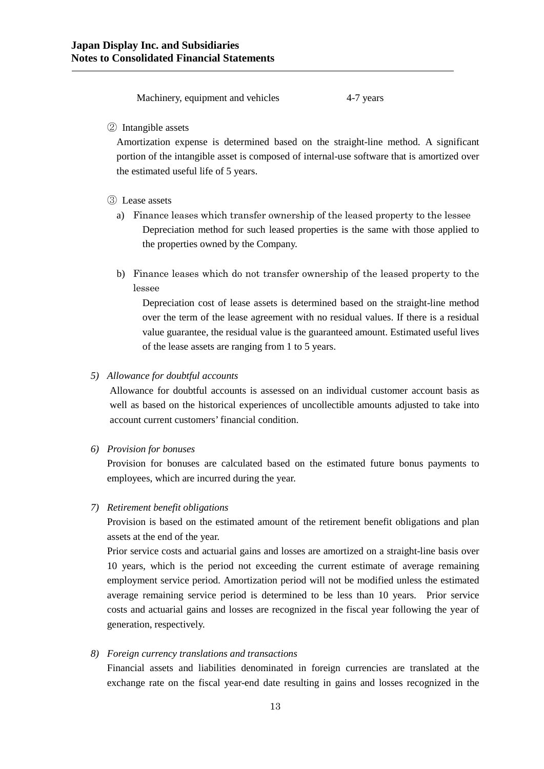| Machinery, equipment and vehicles | 4-7 years |
| --- | --- |

② Intangible assets

Amortization expense is determined based on the straight-line method. A significant portion of the intangible asset is composed of internal-use software that is amortized over the estimated useful life of 5 years.

③ Lease assets

a) Finance leases which transfer ownership of the leased property to the lessee

Depreciation method for such leased properties is the same with those applied to the properties owned by the Company.

b) Finance leases which do not transfer ownership of the leased property to the lessee

Depreciation cost of lease assets is determined based on the straight-line method over the term of the lease agreement with no residual values. If there is a residual value guarantee, the residual value is the guaranteed amount. Estimated useful lives of the lease assets are ranging from 1 to 5 years.

*5) Allowance for doubtful accounts*

Allowance for doubtful accounts is assessed on an individual customer account basis as well as based on the historical experiences of uncollectible amounts adjusted to take into account current customers' financial condition.

*6) Provision for bonuses*

Provision for bonuses are calculated based on the estimated future bonus payments to employees, which are incurred during the year.

*7) Retirement benefit obligations*

Provision is based on the estimated amount of the retirement benefit obligations and plan assets at the end of the year.

Prior service costs and actuarial gains and losses are amortized on a straight-line basis over 10 years, which is the period not exceeding the current estimate of average remaining employment service period. Amortization period will not be modified unless the estimated average remaining service period is determined to be less than 10 years. Prior service costs and actuarial gains and losses are recognized in the fiscal year following the year of generation, respectively.

*8) Foreign currency translations and transactions*

Financial assets and liabilities denominated in foreign currencies are translated at the exchange rate on the fiscal year-end date resulting in gains and losses recognized in the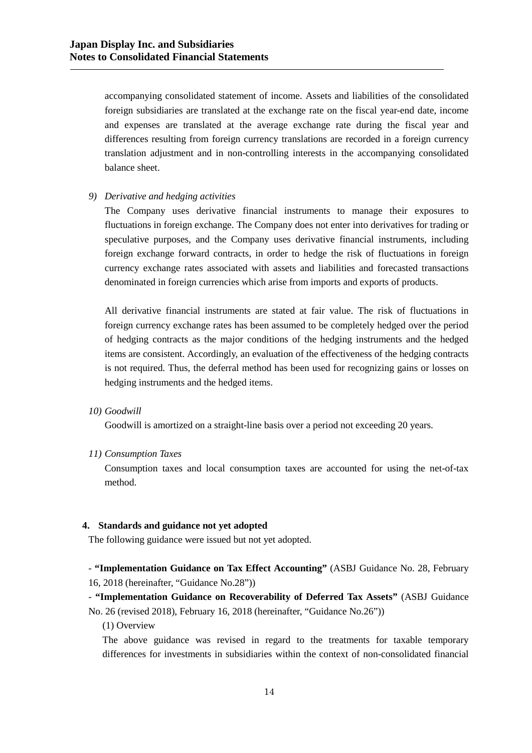accompanying consolidated statement of income. Assets and liabilities of the consolidated foreign subsidiaries are translated at the exchange rate on the fiscal year-end date, income and expenses are translated at the average exchange rate during the fiscal year and differences resulting from foreign currency translations are recorded in a foreign currency translation adjustment and in non-controlling interests in the accompanying consolidated balance sheet.

*9) Derivative and hedging activities*

The Company uses derivative financial instruments to manage their exposures to fluctuations in foreign exchange. The Company does not enter into derivatives for trading or speculative purposes, and the Company uses derivative financial instruments, including foreign exchange forward contracts, in order to hedge the risk of fluctuations in foreign currency exchange rates associated with assets and liabilities and forecasted transactions denominated in foreign currencies which arise from imports and exports of products.

All derivative financial instruments are stated at fair value. The risk of fluctuations in foreign currency exchange rates has been assumed to be completely hedged over the period of hedging contracts as the major conditions of the hedging instruments and the hedged items are consistent. Accordingly, an evaluation of the effectiveness of the hedging contracts is not required. Thus, the deferral method has been used for recognizing gains or losses on hedging instruments and the hedged items.

*10) Goodwill*

Goodwill is amortized on a straight-line basis over a period not exceeding 20 years.

*11) Consumption Taxes*

Consumption taxes and local consumption taxes are accounted for using the net-of-tax method.

## 4. Standards and guidance not yet adopted

The following guidance were issued but not yet adopted.

- **"Implementation Guidance on Tax Effect Accounting"** (ASBJ Guidance No. 28, February 16, 2018 (hereinafter, "Guidance No.28"))

- **"Implementation Guidance on Recoverability of Deferred Tax Assets"** (ASBJ Guidance No. 26 (revised 2018), February 16, 2018 (hereinafter, "Guidance No.26"))

(1) Overview

The above guidance was revised in regard to the treatments for taxable temporary differences for investments in subsidiaries within the context of non-consolidated financial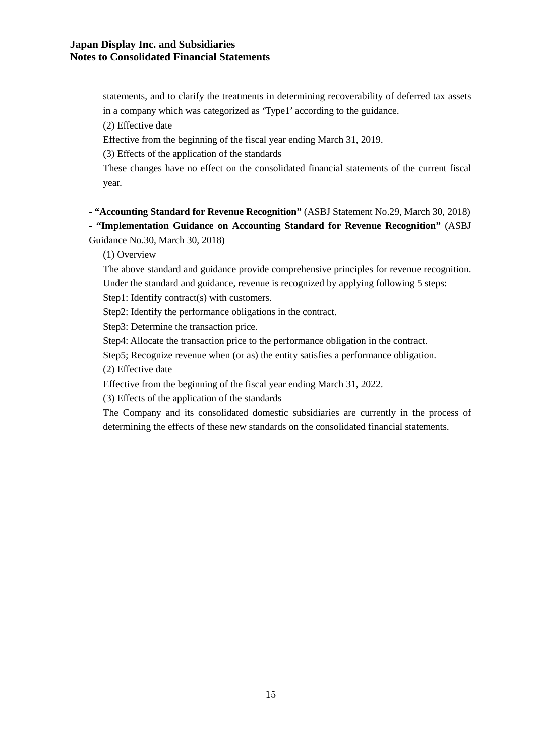statements, and to clarify the treatments in determining recoverability of deferred tax assets in a company which was categorized as 'Type1' according to the guidance.

(2) Effective date

Effective from the beginning of the fiscal year ending March 31, 2019.

(3) Effects of the application of the standards

These changes have no effect on the consolidated financial statements of the current fiscal year.

- **"Accounting Standard for Revenue Recognition"** (ASBJ Statement No.29, March 30, 2018)
- **"Implementation Guidance on Accounting Standard for Revenue Recognition"** (ASBJ Guidance No.30, March 30, 2018)

(1) Overview

The above standard and guidance provide comprehensive principles for revenue recognition. Under the standard and guidance, revenue is recognized by applying following 5 steps:

Step1: Identify contract(s) with customers.

Step2: Identify the performance obligations in the contract.

Step3: Determine the transaction price.

Step4: Allocate the transaction price to the performance obligation in the contract.

Step5; Recognize revenue when (or as) the entity satisfies a performance obligation.

(2) Effective date

Effective from the beginning of the fiscal year ending March 31, 2022.

(3) Effects of the application of the standards

The Company and its consolidated domestic subsidiaries are currently in the process of determining the effects of these new standards on the consolidated financial statements.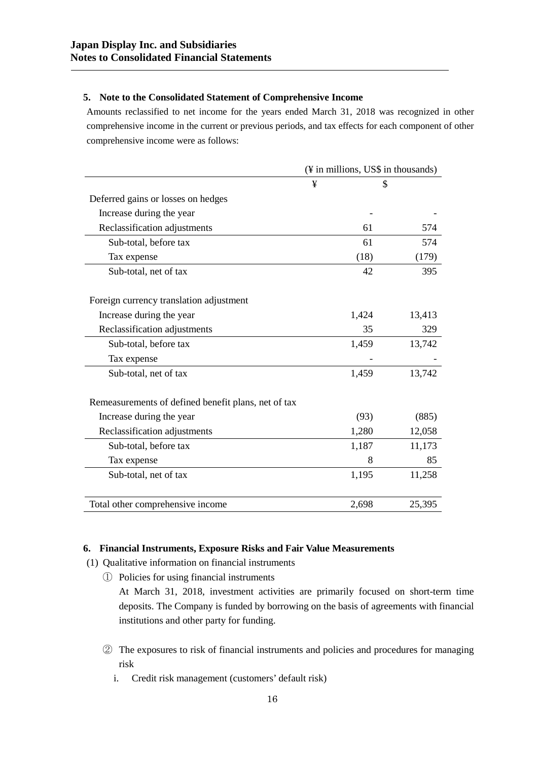## 5. Note to the Consolidated Statement of Comprehensive Income

Amounts reclassified to net income for the years ended March 31, 2018 was recognized in other comprehensive income in the current or previous periods, and tax effects for each component of other comprehensive income were as follows:

| | (¥ in millions, US$ in thousands) | |
|---|---|---|
| | ¥ | $ |
| Deferred gains or losses on hedges | | |
| Increase during the year | - | - |
| Reclassification adjustments | 61 | 574 |
| Sub-total, before tax | 61 | 574 |
| Tax expense | (18) | (179) |
| Sub-total, net of tax | 42 | 395 |
| | | |
| Foreign currency translation adjustment | | |
| Increase during the year | 1,424 | 13,413 |
| Reclassification adjustments | 35 | 329 |
| Sub-total, before tax | 1,459 | 13,742 |
| Tax expense | - | - |
| Sub-total, net of tax | 1,459 | 13,742 |
| | | |
| Remeasurements of defined benefit plans, net of tax | | |
| Increase during the year | (93) | (885) |
| Reclassification adjustments | 1,280 | 12,058 |
| Sub-total, before tax | 1,187 | 11,173 |
| Tax expense | 8 | 85 |
| Sub-total, net of tax | 1,195 | 11,258 |
| | | |
| Total other comprehensive income | 2,698 | 25,395 |

## 6. Financial Instruments, Exposure Risks and Fair Value Measurements

(1) Qualitative information on financial instruments

① Policies for using financial instruments

At March 31, 2018, investment activities are primarily focused on short-term time deposits. The Company is funded by borrowing on the basis of agreements with financial institutions and other party for funding.

② The exposures to risk of financial instruments and policies and procedures for managing risk

i. Credit risk management (customers' default risk)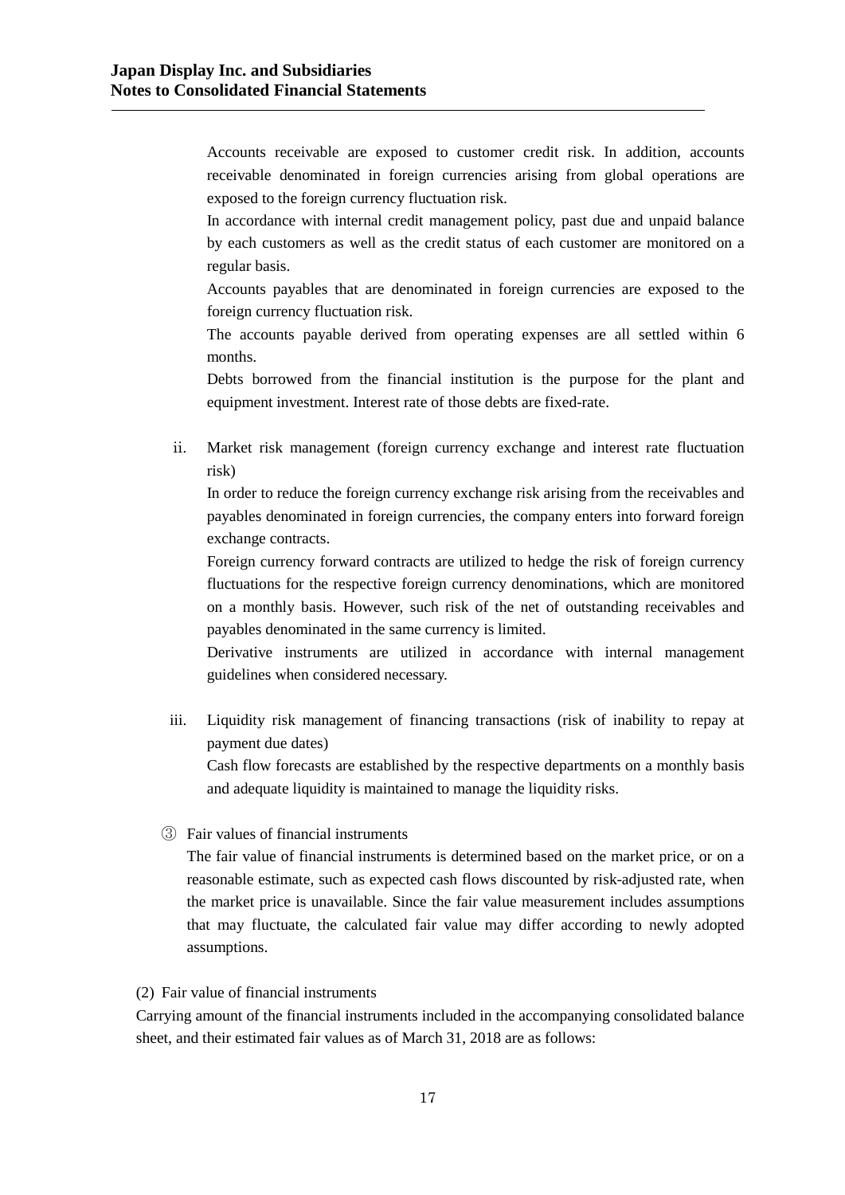Accounts receivable are exposed to customer credit risk. In addition, accounts receivable denominated in foreign currencies arising from global operations are exposed to the foreign currency fluctuation risk.

In accordance with internal credit management policy, past due and unpaid balance by each customers as well as the credit status of each customer are monitored on a regular basis.

Accounts payables that are denominated in foreign currencies are exposed to the foreign currency fluctuation risk.

The accounts payable derived from operating expenses are all settled within 6 months.

Debts borrowed from the financial institution is the purpose for the plant and equipment investment. Interest rate of those debts are fixed-rate.

ii. Market risk management (foreign currency exchange and interest rate fluctuation risk)

In order to reduce the foreign currency exchange risk arising from the receivables and payables denominated in foreign currencies, the company enters into forward foreign exchange contracts.

Foreign currency forward contracts are utilized to hedge the risk of foreign currency fluctuations for the respective foreign currency denominations, which are monitored on a monthly basis. However, such risk of the net of outstanding receivables and payables denominated in the same currency is limited.

Derivative instruments are utilized in accordance with internal management guidelines when considered necessary.

iii. Liquidity risk management of financing transactions (risk of inability to repay at payment due dates)

Cash flow forecasts are established by the respective departments on a monthly basis and adequate liquidity is maintained to manage the liquidity risks.

③ Fair values of financial instruments

The fair value of financial instruments is determined based on the market price, or on a reasonable estimate, such as expected cash flows discounted by risk-adjusted rate, when the market price is unavailable. Since the fair value measurement includes assumptions that may fluctuate, the calculated fair value may differ according to newly adopted assumptions.

(2) Fair value of financial instruments

Carrying amount of the financial instruments included in the accompanying consolidated balance sheet, and their estimated fair values as of March 31, 2018 are as follows: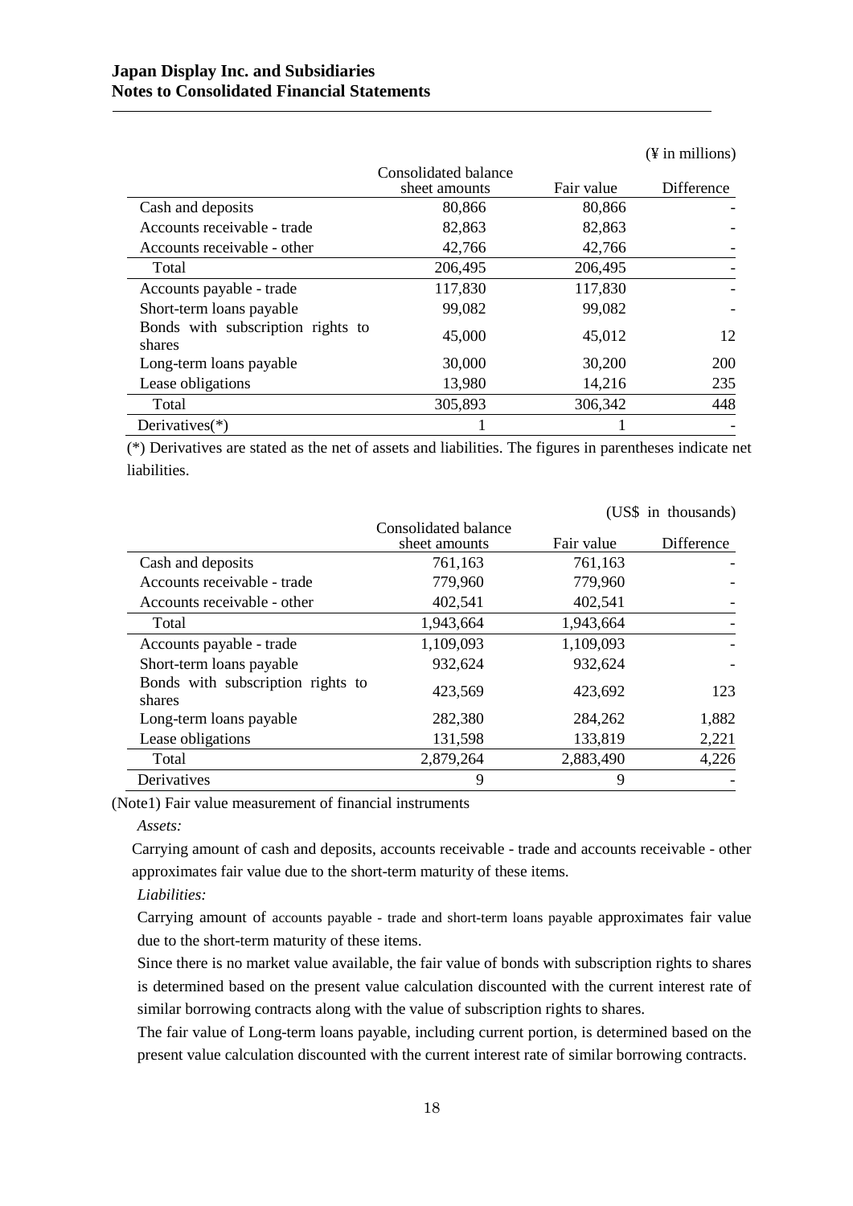(¥ in millions)

| | Consolidated balance sheet amounts | Fair value | Difference |
|---|---|---|---|
| Cash and deposits | 80,866 | 80,866 | - |
| Accounts receivable - trade | 82,863 | 82,863 | - |
| Accounts receivable - other | 42,766 | 42,766 | - |
| Total | 206,495 | 206,495 | - |
| Accounts payable - trade | 117,830 | 117,830 | - |
| Short-term loans payable | 99,082 | 99,082 | - |
| Bonds with subscription rights to shares | 45,000 | 45,012 | 12 |
| Long-term loans payable | 30,000 | 30,200 | 200 |
| Lease obligations | 13,980 | 14,216 | 235 |
| Total | 305,893 | 306,342 | 448 |
| Derivatives(*) | 1 | 1 | - |

(*) Derivatives are stated as the net of assets and liabilities. The figures in parentheses indicate net liabilities.

(US$ in thousands)

| | Consolidated balance sheet amounts | Fair value | Difference |
|---|---|---|---|
| Cash and deposits | 761,163 | 761,163 | - |
| Accounts receivable - trade | 779,960 | 779,960 | - |
| Accounts receivable - other | 402,541 | 402,541 | - |
| Total | 1,943,664 | 1,943,664 | - |
| Accounts payable - trade | 1,109,093 | 1,109,093 | - |
| Short-term loans payable | 932,624 | 932,624 | - |
| Bonds with subscription rights to shares | 423,569 | 423,692 | 123 |
| Long-term loans payable | 282,380 | 284,262 | 1,882 |
| Lease obligations | 131,598 | 133,819 | 2,221 |
| Total | 2,879,264 | 2,883,490 | 4,226 |
| Derivatives | 9 | 9 | - |

(Note1) Fair value measurement of financial instruments

*Assets:*

Carrying amount of cash and deposits, accounts receivable - trade and accounts receivable - other approximates fair value due to the short-term maturity of these items.

*Liabilities:*

Carrying amount of accounts payable - trade and short-term loans payable approximates fair value due to the short-term maturity of these items.

Since there is no market value available, the fair value of bonds with subscription rights to shares is determined based on the present value calculation discounted with the current interest rate of similar borrowing contracts along with the value of subscription rights to shares.

The fair value of Long-term loans payable, including current portion, is determined based on the present value calculation discounted with the current interest rate of similar borrowing contracts.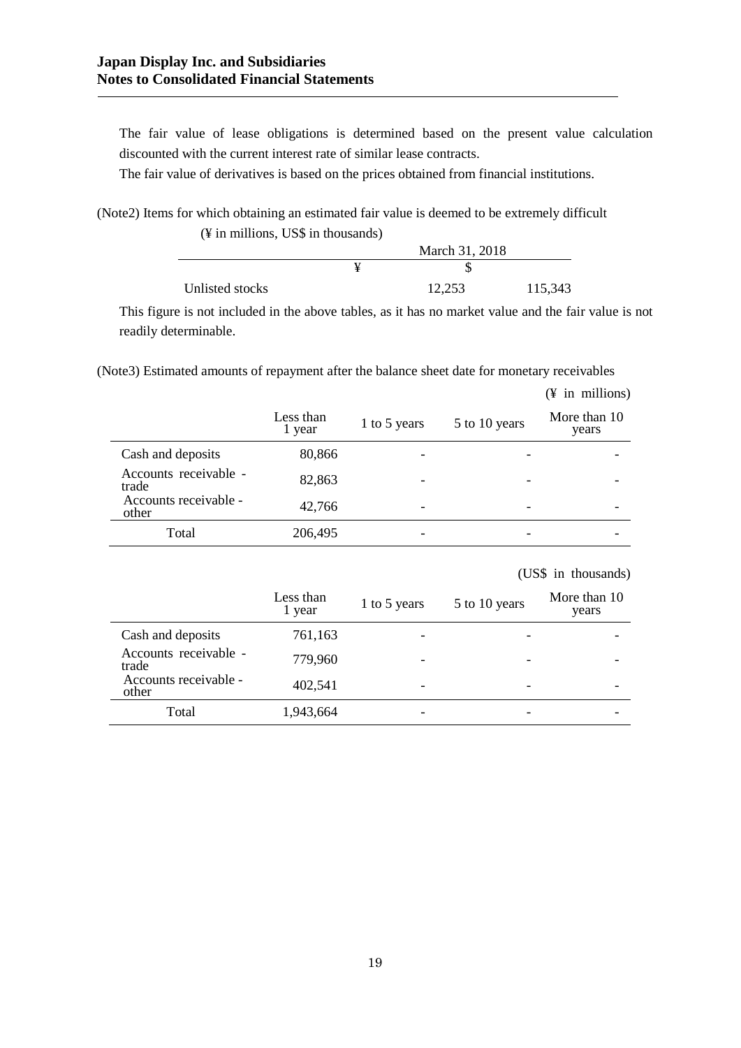The fair value of lease obligations is determined based on the present value calculation discounted with the current interest rate of similar lease contracts.

The fair value of derivatives is based on the prices obtained from financial institutions.

(Note2) Items for which obtaining an estimated fair value is deemed to be extremely difficult

(¥ in millions, US$ in thousands)

| | March 31, 2018 | |
|---|---|---|
| | ¥ | $ |
| Unlisted stocks | 12,253 | 115,343 |

This figure is not included in the above tables, as it has no market value and the fair value is not readily determinable.

(Note3) Estimated amounts of repayment after the balance sheet date for monetary receivables

(¥ in millions)

| | Less than 1 year | 1 to 5 years | 5 to 10 years | More than 10 years |
|---|---|---|---|---|
| Cash and deposits | 80,866 | - | - | - |
| Accounts receivable - trade | 82,863 | - | - | - |
| Accounts receivable - other | 42,766 | - | - | - |
| Total | 206,495 | - | - | - |

(US$ in thousands)

| | Less than 1 year | 1 to 5 years | 5 to 10 years | More than 10 years |
|---|---|---|---|---|
| Cash and deposits | 761,163 | - | - | - |
| Accounts receivable - trade | 779,960 | - | - | - |
| Accounts receivable - other | 402,541 | - | - | - |
| Total | 1,943,664 | - | - | - |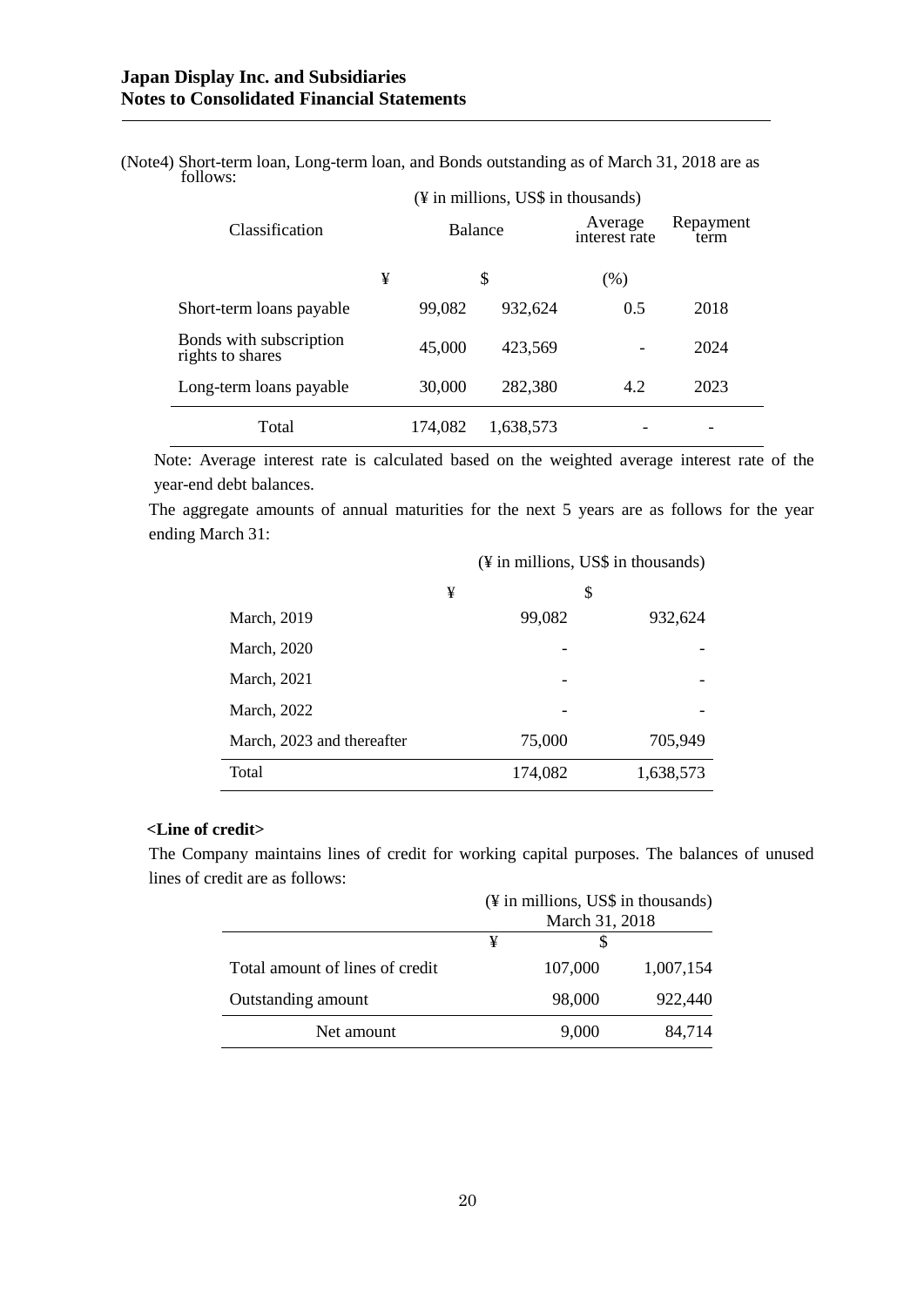(Note4) Short-term loan, Long-term loan, and Bonds outstanding as of March 31, 2018 are as follows:

(¥ in millions, US$ in thousands)

| Classification | Balance | | Average interest rate | Repayment term |
|---|---|---|---|---|
| | ¥ | $ | (%) | |
| Short-term loans payable | 99,082 | 932,624 | 0.5 | 2018 |
| Bonds with subscription rights to shares | 45,000 | 423,569 | - | 2024 |
| Long-term loans payable | 30,000 | 282,380 | 4.2 | 2023 |
| Total | 174,082 | 1,638,573 | - | - |

Note: Average interest rate is calculated based on the weighted average interest rate of the year-end debt balances.

The aggregate amounts of annual maturities for the next 5 years are as follows for the year ending March 31:

(¥ in millions, US$ in thousands)

| | ¥ | $ |
|---|---|---|
| March, 2019 | 99,082 | 932,624 |
| March, 2020 | - | - |
| March, 2021 | - | - |
| March, 2022 | - | - |
| March, 2023 and thereafter | 75,000 | 705,949 |
| Total | 174,082 | 1,638,573 |

**<Line of credit>**

The Company maintains lines of credit for working capital purposes. The balances of unused lines of credit are as follows:

(¥ in millions, US$ in thousands)

| | March 31, 2018 | |
|---|---|---|
| | ¥ | $ |
| Total amount of lines of credit | 107,000 | 1,007,154 |
| Outstanding amount | 98,000 | 922,440 |
| Net amount | 9,000 | 84,714 |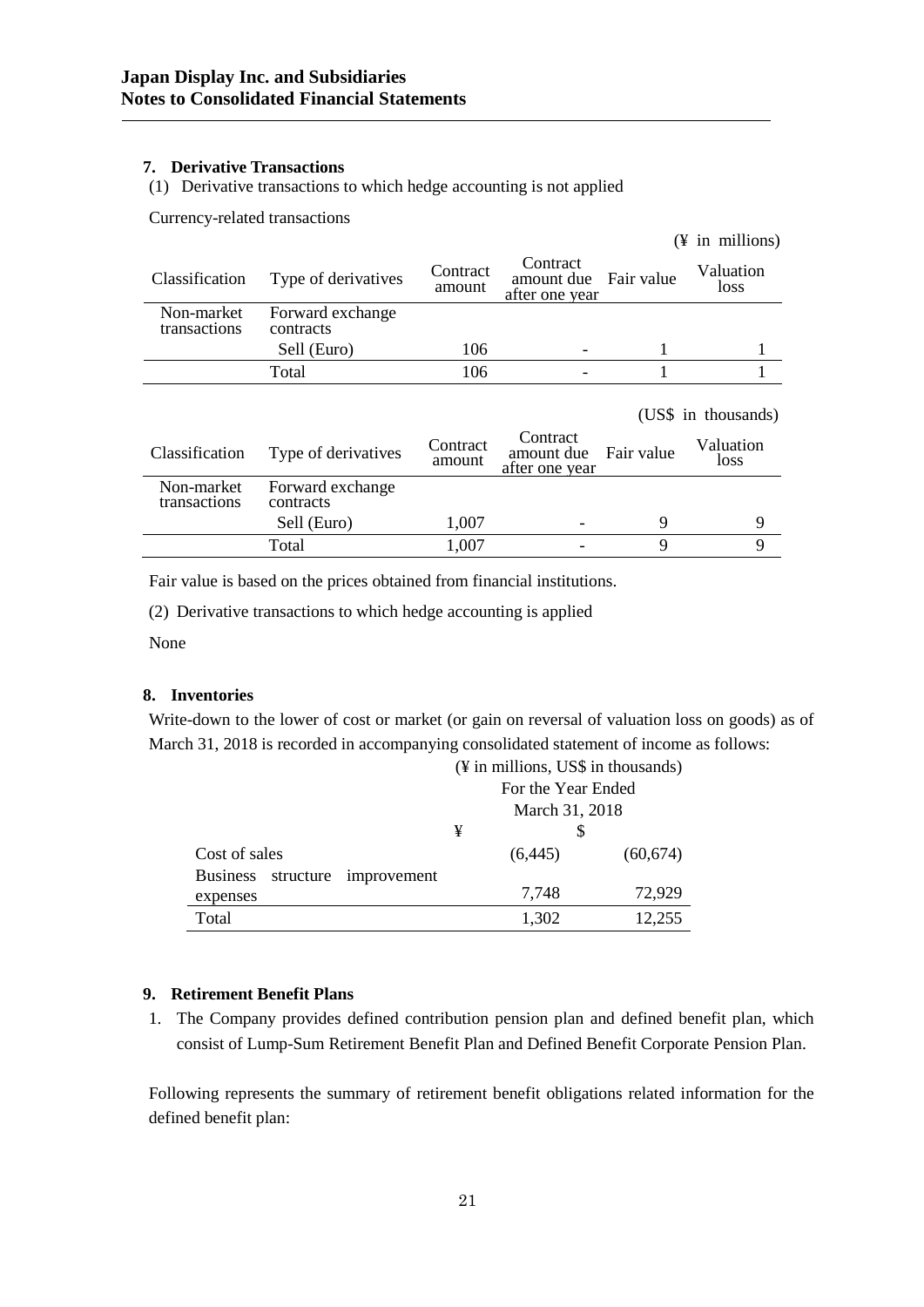### 7. Derivative Transactions

(1) Derivative transactions to which hedge accounting is not applied

Currency-related transactions

(¥ in millions)

| Classification | Type of derivatives | Contract amount | Contract amount due after one year | Fair value | Valuation loss |
|---|---|---|---|---|---|
| Non-market transactions | Forward exchange contracts | | | | |
| | Sell (Euro) | 106 | - | 1 | 1 |
| | Total | 106 | - | 1 | 1 |

(US$ in thousands)

| Classification | Type of derivatives | Contract amount | Contract amount due after one year | Fair value | Valuation loss |
|---|---|---|---|---|---|
| Non-market transactions | Forward exchange contracts | | | | |
| | Sell (Euro) | 1,007 | - | 9 | 9 |
| | Total | 1,007 | - | 9 | 9 |

Fair value is based on the prices obtained from financial institutions.

(2) Derivative transactions to which hedge accounting is applied

None

### 8. Inventories

Write-down to the lower of cost or market (or gain on reversal of valuation loss on goods) as of March 31, 2018 is recorded in accompanying consolidated statement of income as follows:

(¥ in millions, US$ in thousands)

| | For the Year Ended March 31, 2018 | |
|---|---|---|
| | ¥ | $ |
| Cost of sales | (6,445) | (60,674) |
| Business structure improvement expenses | 7,748 | 72,929 |
| Total | 1,302 | 12,255 |

### 9. Retirement Benefit Plans

1. The Company provides defined contribution pension plan and defined benefit plan, which consist of Lump-Sum Retirement Benefit Plan and Defined Benefit Corporate Pension Plan.

Following represents the summary of retirement benefit obligations related information for the defined benefit plan: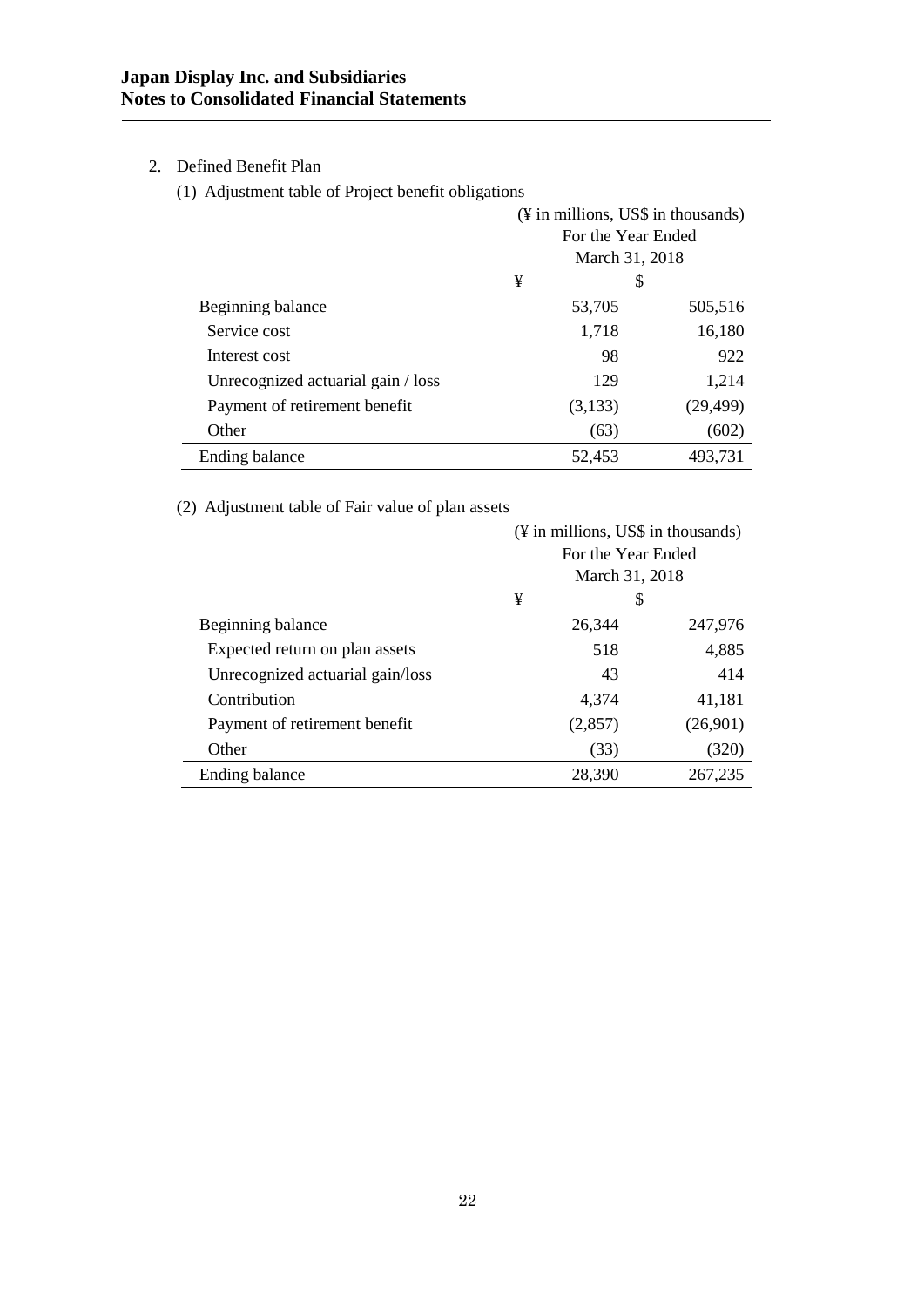2. Defined Benefit Plan

(1) Adjustment table of Project benefit obligations

| | (¥ in millions, US$ in thousands) | |
|---|---|---|
| | For the Year Ended March 31, 2018 | |
| | ¥ | $ |
| Beginning balance | 53,705 | 505,516 |
| Service cost | 1,718 | 16,180 |
| Interest cost | 98 | 922 |
| Unrecognized actuarial gain / loss | 129 | 1,214 |
| Payment of retirement benefit | (3,133) | (29,499) |
| Other | (63) | (602) |
| Ending balance | 52,453 | 493,731 |

(2) Adjustment table of Fair value of plan assets

| | (¥ in millions, US$ in thousands) | |
|---|---|---|
| | For the Year Ended March 31, 2018 | |
| | ¥ | $ |
| Beginning balance | 26,344 | 247,976 |
| Expected return on plan assets | 518 | 4,885 |
| Unrecognized actuarial gain/loss | 43 | 414 |
| Contribution | 4,374 | 41,181 |
| Payment of retirement benefit | (2,857) | (26,901) |
| Other | (33) | (320) |
| Ending balance | 28,390 | 267,235 |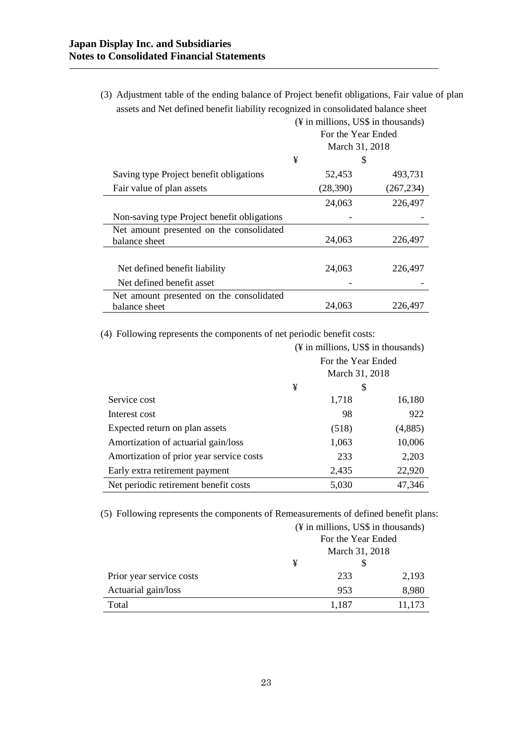(3) Adjustment table of the ending balance of Project benefit obligations, Fair value of plan assets and Net defined benefit liability recognized in consolidated balance sheet

(¥ in millions, US$ in thousands)

| | For the Year Ended March 31, 2018 | |
|---|---|---|
| | ¥ | $ |
| Saving type Project benefit obligations | 52,453 | 493,731 |
| Fair value of plan assets | (28,390) | (267,234) |
| | 24,063 | 226,497 |
| Non-saving type Project benefit obligations | - | - |
| Net amount presented on the consolidated balance sheet | 24,063 | 226,497 |
| | | |
| Net defined benefit liability | 24,063 | 226,497 |
| Net defined benefit asset | - | - |
| Net amount presented on the consolidated balance sheet | 24,063 | 226,497 |

(4) Following represents the components of net periodic benefit costs:

(¥ in millions, US$ in thousands)

| | For the Year Ended March 31, 2018 | |
|---|---|---|
| | ¥ | $ |
| Service cost | 1,718 | 16,180 |
| Interest cost | 98 | 922 |
| Expected return on plan assets | (518) | (4,885) |
| Amortization of actuarial gain/loss | 1,063 | 10,006 |
| Amortization of prior year service costs | 233 | 2,203 |
| Early extra retirement payment | 2,435 | 22,920 |
| Net periodic retirement benefit costs | 5,030 | 47,346 |

(5) Following represents the components of Remeasurements of defined benefit plans:

(¥ in millions, US$ in thousands)

| | For the Year Ended March 31, 2018 | |
|---|---|---|
| | ¥ | $ |
| Prior year service costs | 233 | 2,193 |
| Actuarial gain/loss | 953 | 8,980 |
| Total | 1,187 | 11,173 |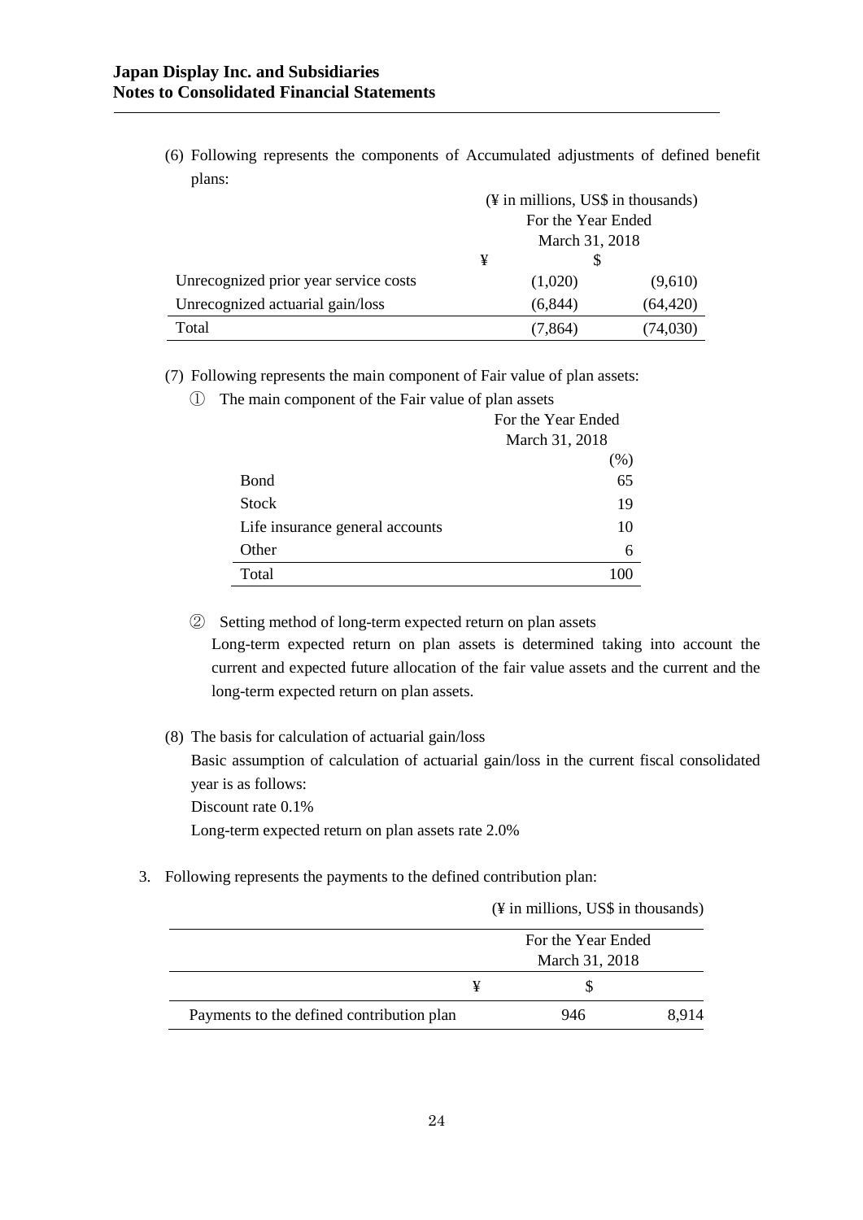(6) Following represents the components of Accumulated adjustments of defined benefit plans:

(¥ in millions, US$ in thousands)

| | For the Year Ended March 31, 2018 | |
|---|---|---|
| | ¥ | $ |
| Unrecognized prior year service costs | (1,020) | (9,610) |
| Unrecognized actuarial gain/loss | (6,844) | (64,420) |
| Total | (7,864) | (74,030) |

(7) Following represents the main component of Fair value of plan assets:

① The main component of the Fair value of plan assets

| | For the Year Ended March 31, 2018 |
|---|---|
| | (%) |
| Bond | 65 |
| Stock | 19 |
| Life insurance general accounts | 10 |
| Other | 6 |
| Total | 100 |

② Setting method of long-term expected return on plan assets

Long-term expected return on plan assets is determined taking into account the current and expected future allocation of the fair value assets and the current and the long-term expected return on plan assets.

(8) The basis for calculation of actuarial gain/loss

Basic assumption of calculation of actuarial gain/loss in the current fiscal consolidated year is as follows:

Discount rate 0.1%

Long-term expected return on plan assets rate 2.0%

3. Following represents the payments to the defined contribution plan:

(¥ in millions, US$ in thousands)

| | For the Year Ended March 31, 2018 | |
|---|---|---|
| | ¥ | $ |
| Payments to the defined contribution plan | 946 | 8,914 |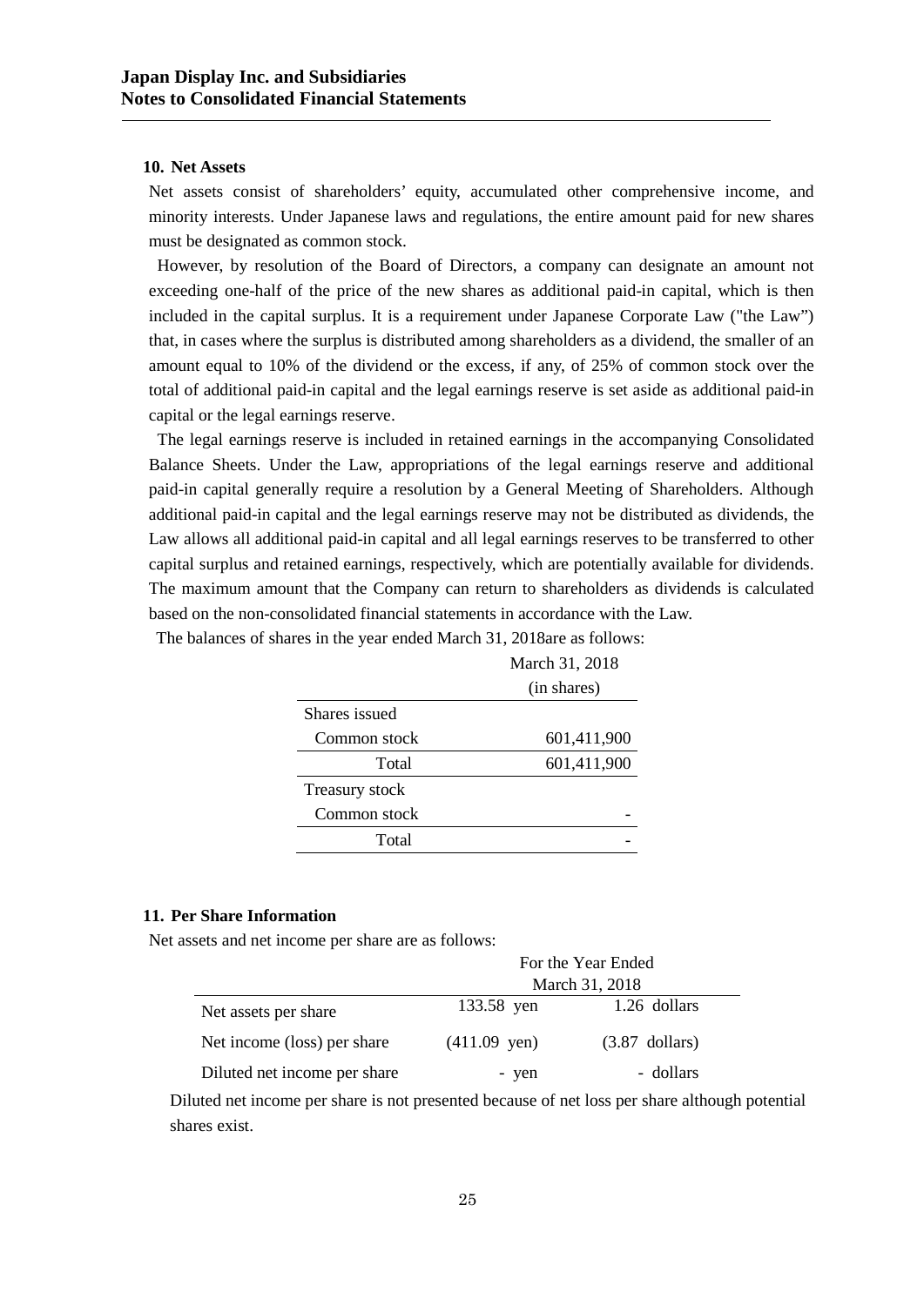## 10. Net Assets

Net assets consist of shareholders' equity, accumulated other comprehensive income, and minority interests. Under Japanese laws and regulations, the entire amount paid for new shares must be designated as common stock.

However, by resolution of the Board of Directors, a company can designate an amount not exceeding one-half of the price of the new shares as additional paid-in capital, which is then included in the capital surplus. It is a requirement under Japanese Corporate Law ("the Law") that, in cases where the surplus is distributed among shareholders as a dividend, the smaller of an amount equal to 10% of the dividend or the excess, if any, of 25% of common stock over the total of additional paid-in capital and the legal earnings reserve is set aside as additional paid-in capital or the legal earnings reserve.

The legal earnings reserve is included in retained earnings in the accompanying Consolidated Balance Sheets. Under the Law, appropriations of the legal earnings reserve and additional paid-in capital generally require a resolution by a General Meeting of Shareholders. Although additional paid-in capital and the legal earnings reserve may not be distributed as dividends, the Law allows all additional paid-in capital and all legal earnings reserves to be transferred to other capital surplus and retained earnings, respectively, which are potentially available for dividends. The maximum amount that the Company can return to shareholders as dividends is calculated based on the non-consolidated financial statements in accordance with the Law.

The balances of shares in the year ended March 31, 2018are as follows:

| | March 31, 2018 (in shares) |
|---|---|
| Shares issued | |
| Common stock | 601,411,900 |
| Total | 601,411,900 |
| Treasury stock | |
| Common stock | - |
| Total | - |

## 11. Per Share Information

Net assets and net income per share are as follows:

| | For the Year Ended March 31, 2018 | |
|---|---|---|
| Net assets per share | 133.58 yen | 1.26 dollars |
| Net income (loss) per share | (411.09 yen) | (3.87 dollars) |
| Diluted net income per share | - yen | - dollars |

Diluted net income per share is not presented because of net loss per share although potential shares exist.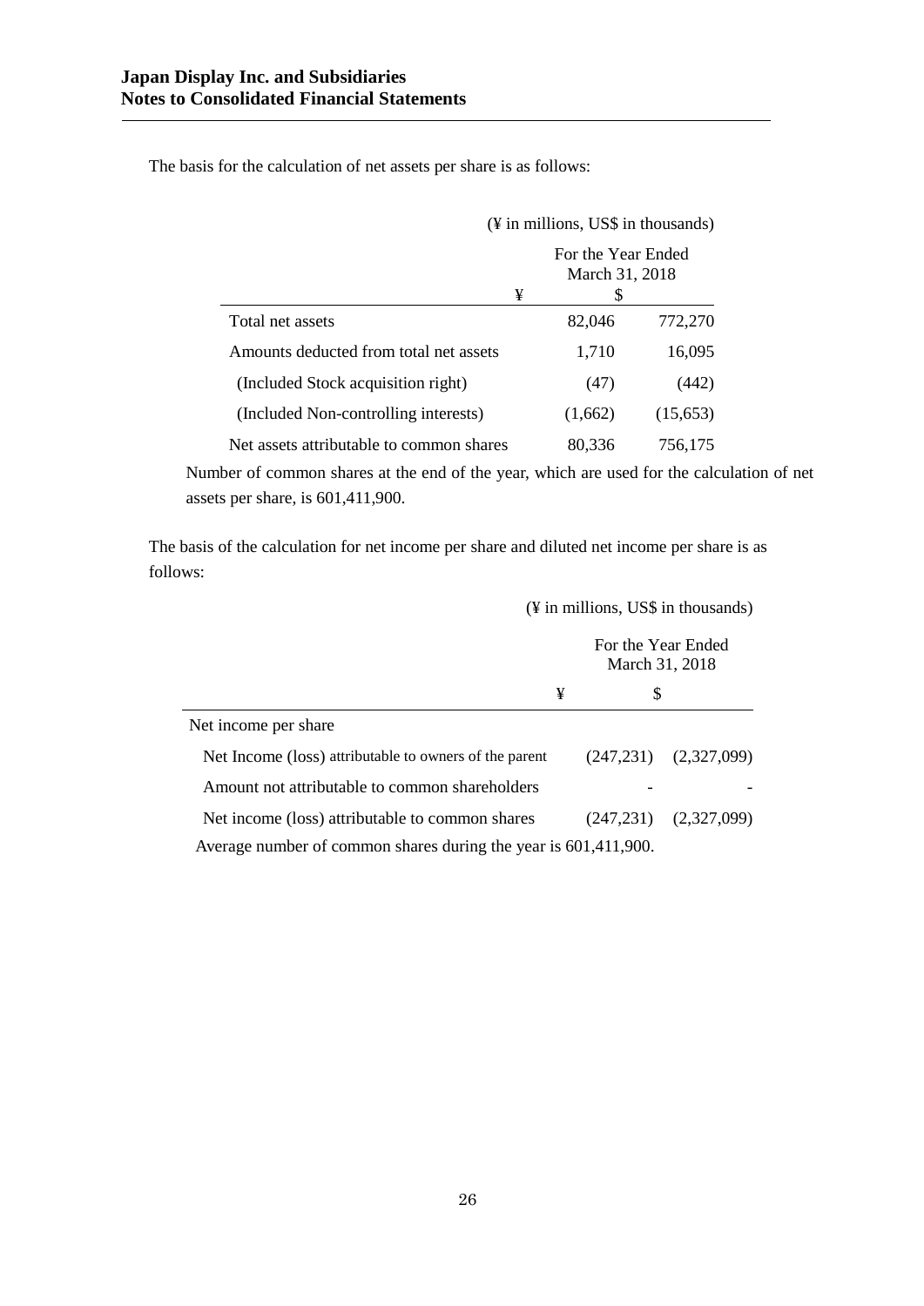The basis for the calculation of net assets per share is as follows:

(¥ in millions, US$ in thousands)

| | For the Year Ended March 31, 2018 | |
|---|---|---|
| | ¥ | $ |
| Total net assets | 82,046 | 772,270 |
| Amounts deducted from total net assets | 1,710 | 16,095 |
| (Included Stock acquisition right) | (47) | (442) |
| (Included Non-controlling interests) | (1,662) | (15,653) |
| Net assets attributable to common shares | 80,336 | 756,175 |

Number of common shares at the end of the year, which are used for the calculation of net assets per share, is 601,411,900.

The basis of the calculation for net income per share and diluted net income per share is as follows:

(¥ in millions, US$ in thousands)

| | For the Year Ended March 31, 2018 | |
|---|---|---|
| | ¥ | $ |
| Net income per share | | |
| Net Income (loss) attributable to owners of the parent | (247,231) | (2,327,099) |
| Amount not attributable to common shareholders | - | - |
| Net income (loss) attributable to common shares | (247,231) | (2,327,099) |

Average number of common shares during the year is 601,411,900.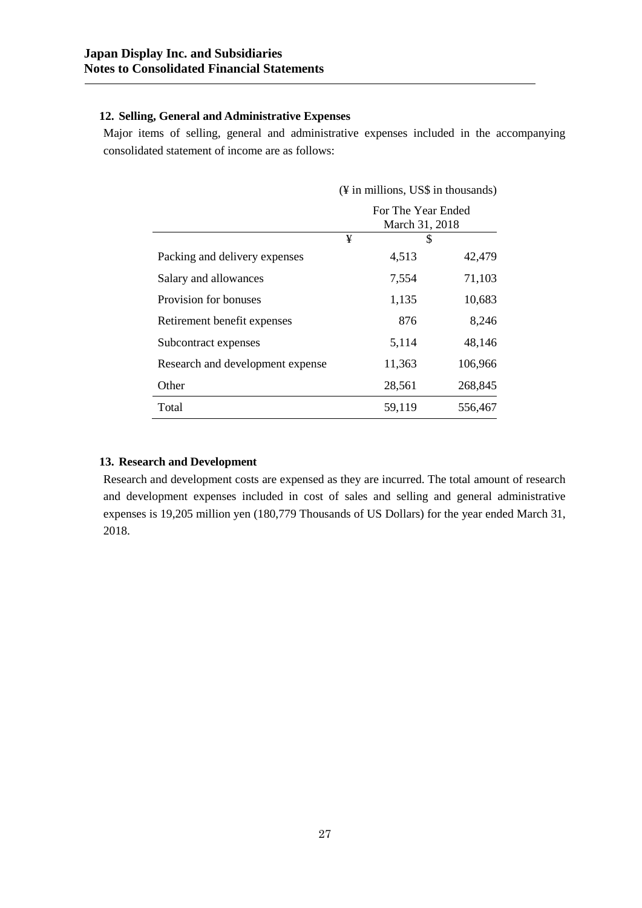## 12. Selling, General and Administrative Expenses

Major items of selling, general and administrative expenses included in the accompanying consolidated statement of income are as follows:

(¥ in millions, US$ in thousands)

| | For The Year Ended March 31, 2018 | |
|---|---|---|
| | ¥ | $ |
| Packing and delivery expenses | 4,513 | 42,479 |
| Salary and allowances | 7,554 | 71,103 |
| Provision for bonuses | 1,135 | 10,683 |
| Retirement benefit expenses | 876 | 8,246 |
| Subcontract expenses | 5,114 | 48,146 |
| Research and development expense | 11,363 | 106,966 |
| Other | 28,561 | 268,845 |
| Total | 59,119 | 556,467 |

## 13. Research and Development

Research and development costs are expensed as they are incurred. The total amount of research and development expenses included in cost of sales and selling and general administrative expenses is 19,205 million yen (180,779 Thousands of US Dollars) for the year ended March 31, 2018.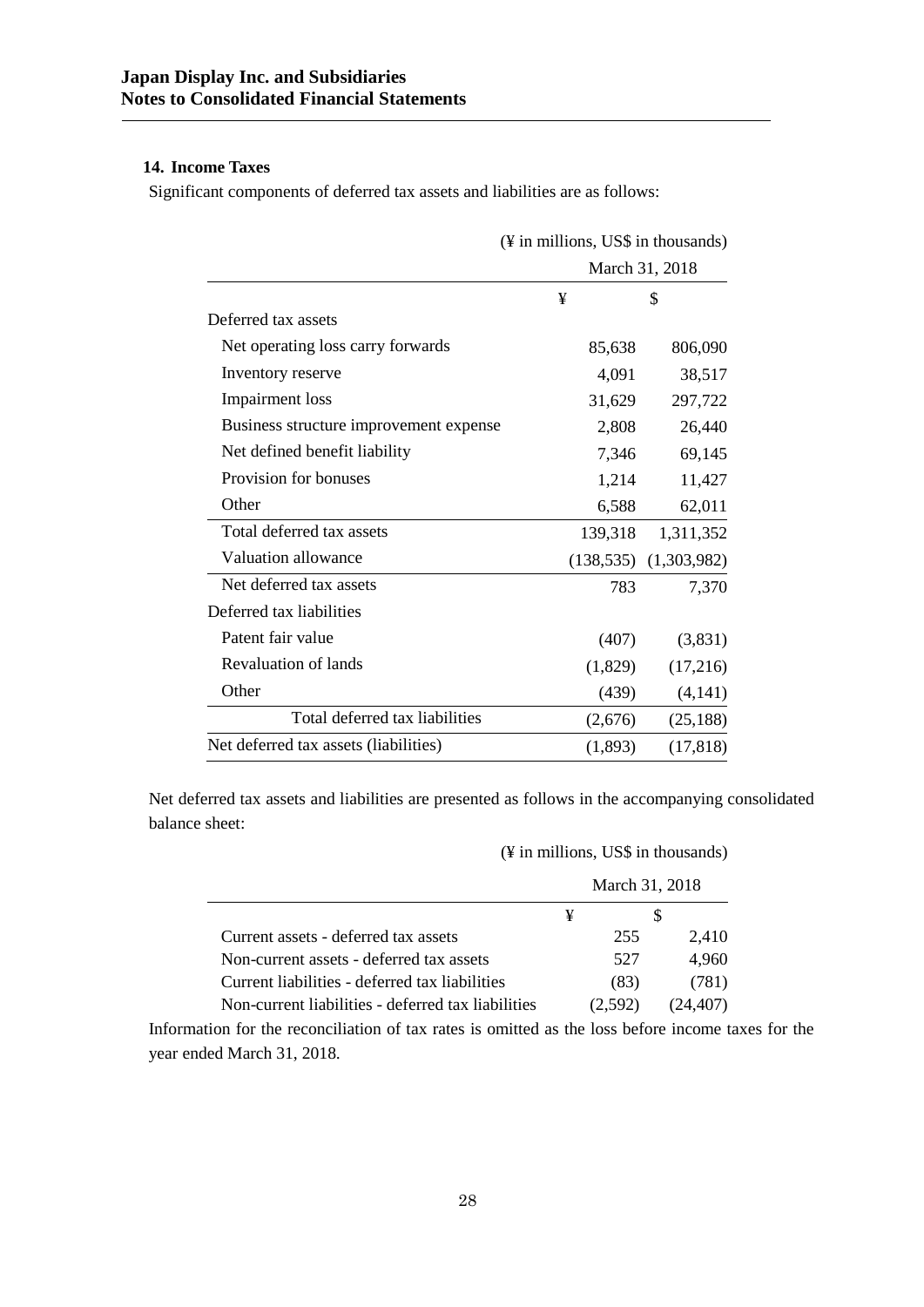**Japan Display Inc. and Subsidiaries**
**Notes to Consolidated Financial Statements**

## 14. Income Taxes

Significant components of deferred tax assets and liabilities are as follows:

(¥ in millions, US$ in thousands)

| | March 31, 2018 | |
|---|---|---|
| | ¥ | $ |
| Deferred tax assets | | |
| Net operating loss carry forwards | 85,638 | 806,090 |
| Inventory reserve | 4,091 | 38,517 |
| Impairment loss | 31,629 | 297,722 |
| Business structure improvement expense | 2,808 | 26,440 |
| Net defined benefit liability | 7,346 | 69,145 |
| Provision for bonuses | 1,214 | 11,427 |
| Other | 6,588 | 62,011 |
| Total deferred tax assets | 139,318 | 1,311,352 |
| Valuation allowance | (138,535) | (1,303,982) |
| Net deferred tax assets | 783 | 7,370 |
| Deferred tax liabilities | | |
| Patent fair value | (407) | (3,831) |
| Revaluation of lands | (1,829) | (17,216) |
| Other | (439) | (4,141) |
| Total deferred tax liabilities | (2,676) | (25,188) |
| Net deferred tax assets (liabilities) | (1,893) | (17,818) |

Net deferred tax assets and liabilities are presented as follows in the accompanying consolidated balance sheet:

(¥ in millions, US$ in thousands)

| | March 31, 2018 | |
|---|---|---|
| | ¥ | $ |
| Current assets - deferred tax assets | 255 | 2,410 |
| Non-current assets - deferred tax assets | 527 | 4,960 |
| Current liabilities - deferred tax liabilities | (83) | (781) |
| Non-current liabilities - deferred tax liabilities | (2,592) | (24,407) |

Information for the reconciliation of tax rates is omitted as the loss before income taxes for the year ended March 31, 2018.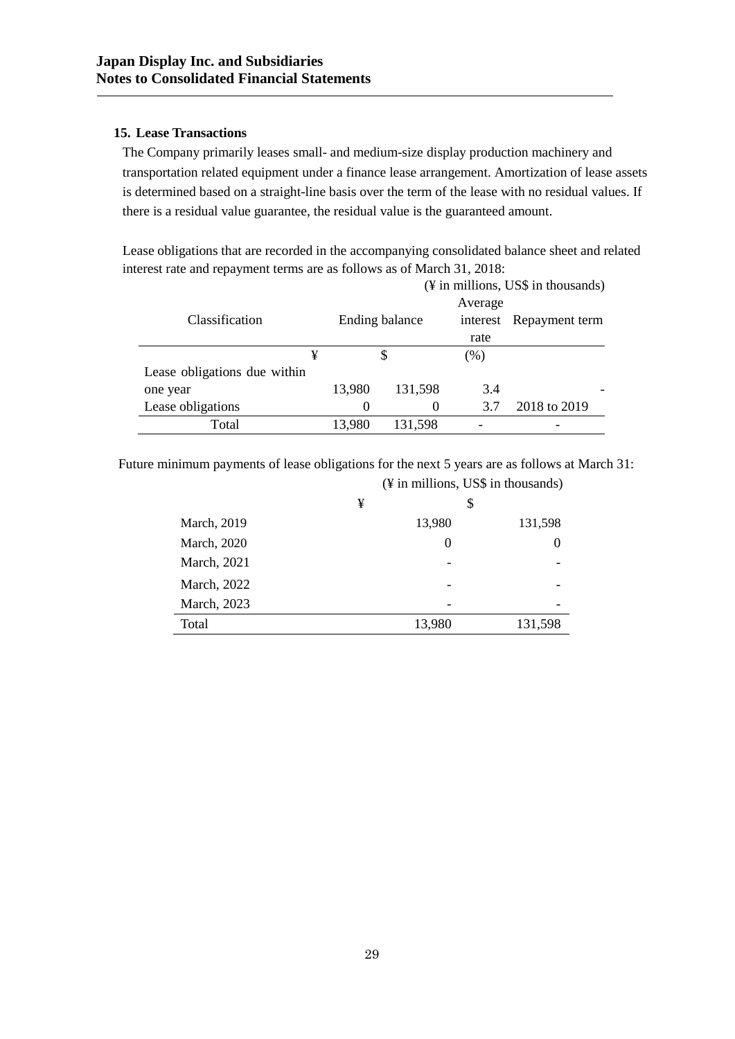## 15. Lease Transactions

The Company primarily leases small- and medium-size display production machinery and transportation related equipment under a finance lease arrangement. Amortization of lease assets is determined based on a straight-line basis over the term of the lease with no residual values. If there is a residual value guarantee, the residual value is the guaranteed amount.

Lease obligations that are recorded in the accompanying consolidated balance sheet and related interest rate and repayment terms are as follows as of March 31, 2018:

(¥ in millions, US$ in thousands)

| Classification | Ending balance | | Average interest rate | Repayment term |
|---|---|---|---|---|
| | ¥ | $ | (%) | |
| Lease obligations due within one year | 13,980 | 131,598 | 3.4 | - |
| Lease obligations | 0 | 0 | 3.7 | 2018 to 2019 |
| Total | 13,980 | 131,598 | - | - |

Future minimum payments of lease obligations for the next 5 years are as follows at March 31:

(¥ in millions, US$ in thousands)

| | ¥ | $ |
|---|---|---|
| March, 2019 | 13,980 | 131,598 |
| March, 2020 | 0 | 0 |
| March, 2021 | - | - |
| March, 2022 | - | - |
| March, 2023 | - | - |
| Total | 13,980 | 131,598 |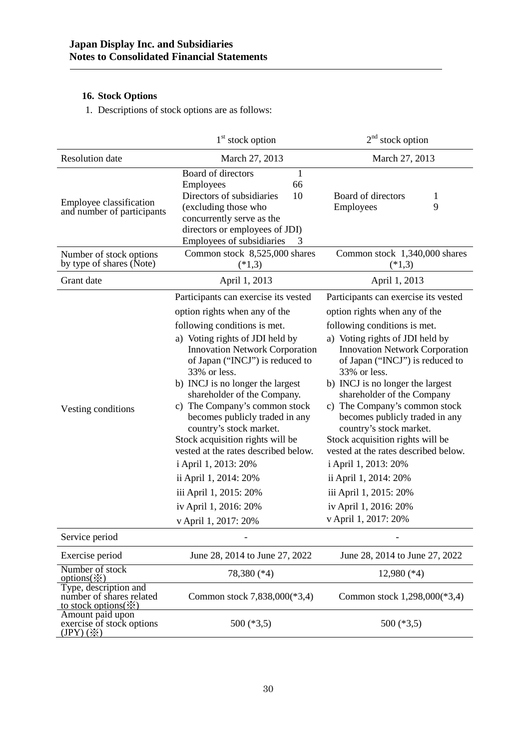## 16. Stock Options

1. Descriptions of stock options are as follows:

| | 1st stock option | 2nd stock option |
|---|---|---|
| Resolution date | March 27, 2013 | March 27, 2013 |
| Employee classification and number of participants | Board of directors 1<br>Employees 66<br>Directors of subsidiaries 10<br>(excluding those who concurrently serve as the directors or employees of JDI)<br>Employees of subsidiaries 3 | Board of directors 1<br>Employees 9 |
| Number of stock options by type of shares (Note) | Common stock 8,525,000 shares (*1,3) | Common stock 1,340,000 shares (*1,3) |
| Grant date | April 1, 2013 | April 1, 2013 |
| Vesting conditions | Participants can exercise its vested option rights when any of the following conditions is met.<br>a) Voting rights of JDI held by Innovation Network Corporation of Japan ("INCJ") is reduced to 33% or less.<br>b) INCJ is no longer the largest shareholder of the Company.<br>c) The Company's common stock becomes publicly traded in any country's stock market.<br>Stock acquisition rights will be vested at the rates described below.<br>i April 1, 2013: 20%<br>ii April 1, 2014: 20%<br>iii April 1, 2015: 20%<br>iv April 1, 2016: 20%<br>v April 1, 2017: 20% | Participants can exercise its vested option rights when any of the following conditions is met.<br>a) Voting rights of JDI held by Innovation Network Corporation of Japan ("INCJ") is reduced to 33% or less.<br>b) INCJ is no longer the largest shareholder of the Company<br>c) The Company's common stock becomes publicly traded in any country's stock market.<br>Stock acquisition rights will be vested at the rates described below.<br>i April 1, 2013: 20%<br>ii April 1, 2014: 20%<br>iii April 1, 2015: 20%<br>iv April 1, 2016: 20%<br>v April 1, 2017: 20% |
| Service period | - | - |
| Exercise period | June 28, 2014 to June 27, 2022 | June 28, 2014 to June 27, 2022 |
| Number of stock options(※) | 78,380 (*4) | 12,980 (*4) |
| Type, description and number of shares related to stock options(※) | Common stock 7,838,000(*3,4) | Common stock 1,298,000(*3,4) |
| Amount paid upon exercise of stock options (JPY) (※) | 500 (*3,5) | 500 (*3,5) |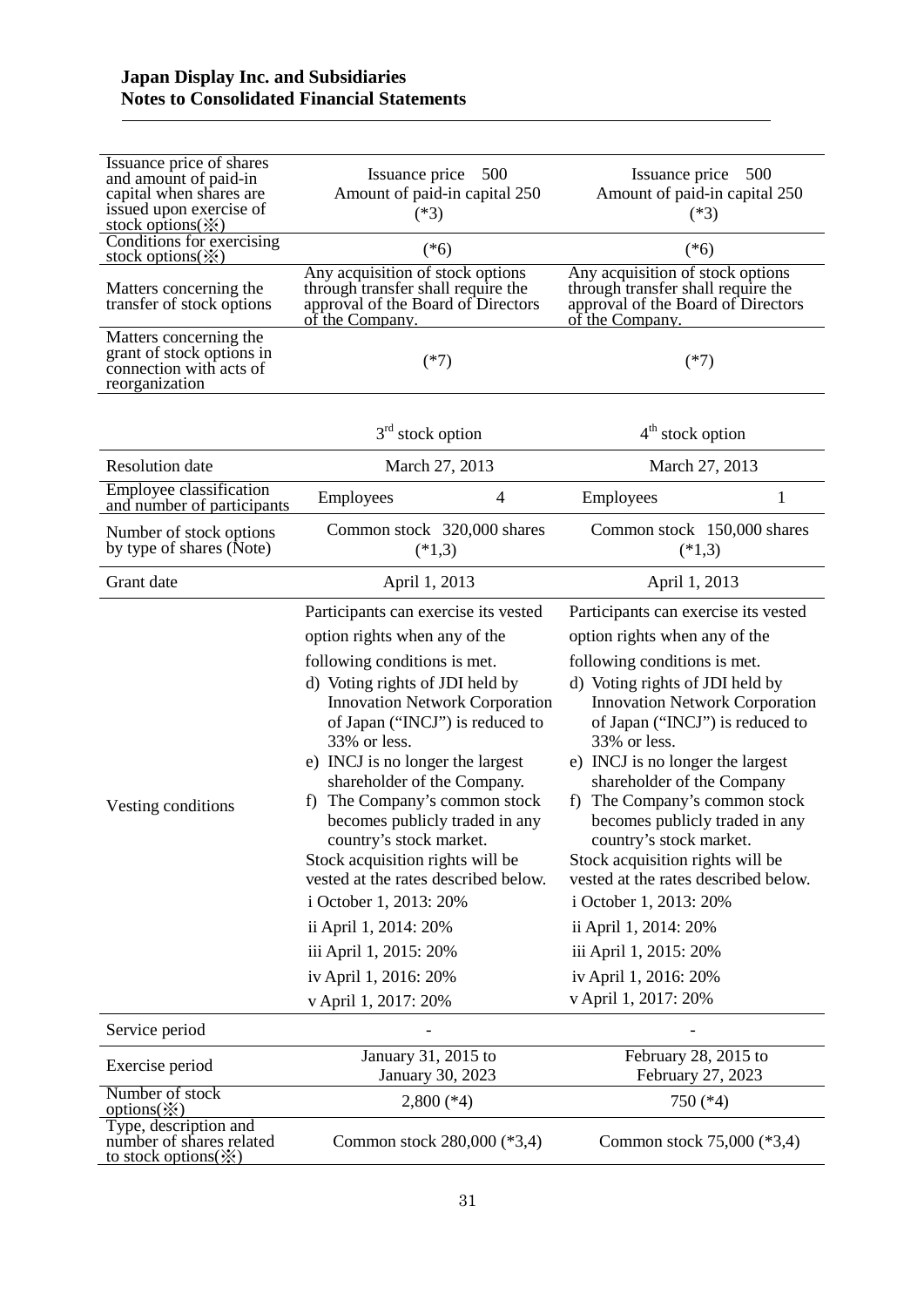| | | |
|---|---|---|
| Issuance price of shares and amount of paid-in capital when shares are issued upon exercise of stock options(※) | Issuance price 500<br>Amount of paid-in capital 250<br>(*3) | Issuance price 500<br>Amount of paid-in capital 250<br>(*3) |
| Conditions for exercising stock options(※) | (*6) | (*6) |
| Matters concerning the transfer of stock options | Any acquisition of stock options through transfer shall require the approval of the Board of Directors of the Company. | Any acquisition of stock options through transfer shall require the approval of the Board of Directors of the Company. |
| Matters concerning the grant of stock options in connection with acts of reorganization | (*7) | (*7) |

| | 3rd stock option | 4th stock option |
|---|---|---|
| Resolution date | March 27, 2013 | March 27, 2013 |
| Employee classification and number of participants | Employees 4 | Employees 1 |
| Number of stock options by type of shares (Note) | Common stock 320,000 shares<br>(*1,3) | Common stock 150,000 shares<br>(*1,3) |
| Grant date | April 1, 2013 | April 1, 2013 |
| Vesting conditions | Participants can exercise its vested option rights when any of the following conditions is met.<br>d) Voting rights of JDI held by Innovation Network Corporation of Japan ("INCJ") is reduced to 33% or less.<br>e) INCJ is no longer the largest shareholder of the Company.<br>f) The Company's common stock becomes publicly traded in any country's stock market.<br>Stock acquisition rights will be vested at the rates described below.<br>i October 1, 2013: 20%<br>ii April 1, 2014: 20%<br>iii April 1, 2015: 20%<br>iv April 1, 2016: 20%<br>v April 1, 2017: 20% | Participants can exercise its vested option rights when any of the following conditions is met.<br>d) Voting rights of JDI held by Innovation Network Corporation of Japan ("INCJ") is reduced to 33% or less.<br>e) INCJ is no longer the largest shareholder of the Company<br>f) The Company's common stock becomes publicly traded in any country's stock market.<br>Stock acquisition rights will be vested at the rates described below.<br>i October 1, 2013: 20%<br>ii April 1, 2014: 20%<br>iii April 1, 2015: 20%<br>iv April 1, 2016: 20%<br>v April 1, 2017: 20% |
| Service period | - | - |
| Exercise period | January 31, 2015 to<br>January 30, 2023 | February 28, 2015 to<br>February 27, 2023 |
| Number of stock options(※) | 2,800 (*4) | 750 (*4) |
| Type, description and number of shares related to stock options(※) | Common stock 280,000 (*3,4) | Common stock 75,000 (*3,4) |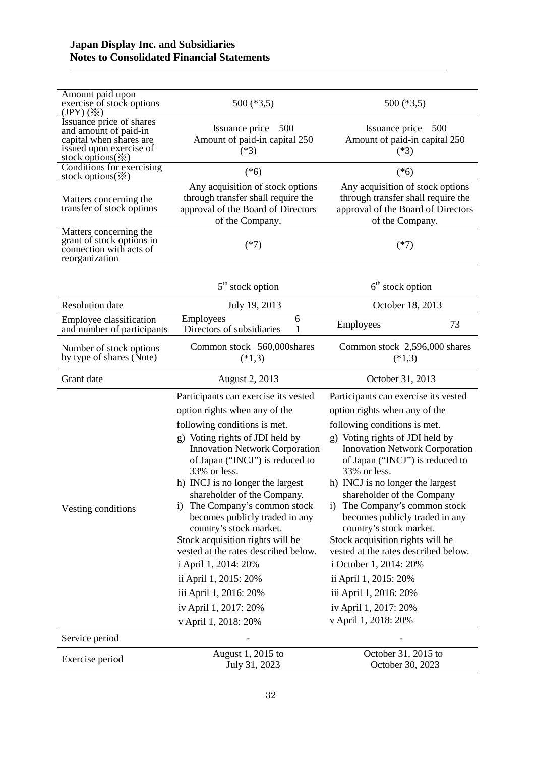| | | |
|---|---|---|
| Amount paid upon exercise of stock options (JPY) (※) | 500 (*3,5) | 500 (*3,5) |
| Issuance price of shares and amount of paid-in capital when shares are issued upon exercise of stock options(※) | Issuance price 500<br>Amount of paid-in capital 250<br>(*3) | Issuance price 500<br>Amount of paid-in capital 250<br>(*3) |
| Conditions for exercising stock options(※) | (*6) | (*6) |
| Matters concerning the transfer of stock options | Any acquisition of stock options through transfer shall require the approval of the Board of Directors of the Company. | Any acquisition of stock options through transfer shall require the approval of the Board of Directors of the Company. |
| Matters concerning the grant of stock options in connection with acts of reorganization | (*7) | (*7) |

| | 5th stock option | 6th stock option |
|---|---|---|
| Resolution date | July 19, 2013 | October 18, 2013 |
| Employee classification and number of participants | Employees 6<br>Directors of subsidiaries 1 | Employees 73 |
| Number of stock options by type of shares (Note) | Common stock 560,000shares<br>(*1,3) | Common stock 2,596,000 shares<br>(*1,3) |
| Grant date | August 2, 2013 | October 31, 2013 |
| Vesting conditions | Participants can exercise its vested option rights when any of the following conditions is met.<br>g) Voting rights of JDI held by Innovation Network Corporation of Japan ("INCJ") is reduced to 33% or less.<br>h) INCJ is no longer the largest shareholder of the Company.<br>i) The Company's common stock becomes publicly traded in any country's stock market.<br>Stock acquisition rights will be vested at the rates described below.<br>i April 1, 2014: 20%<br>ii April 1, 2015: 20%<br>iii April 1, 2016: 20%<br>iv April 1, 2017: 20%<br>v April 1, 2018: 20% | Participants can exercise its vested option rights when any of the following conditions is met.<br>g) Voting rights of JDI held by Innovation Network Corporation of Japan ("INCJ") is reduced to 33% or less.<br>h) INCJ is no longer the largest shareholder of the Company<br>i) The Company's common stock becomes publicly traded in any country's stock market.<br>Stock acquisition rights will be vested at the rates described below.<br>i October 1, 2014: 20%<br>ii April 1, 2015: 20%<br>iii April 1, 2016: 20%<br>iv April 1, 2017: 20%<br>v April 1, 2018: 20% |
| Service period | - | - |
| Exercise period | August 1, 2015 to July 31, 2023 | October 31, 2015 to October 30, 2023 |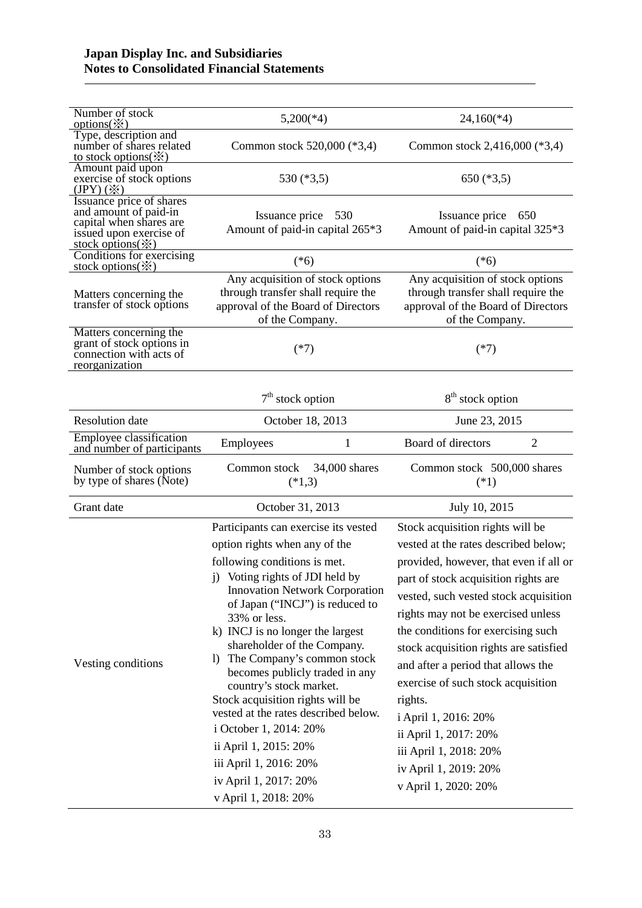# Japan Display Inc. and Subsidiaries
## Notes to Consolidated Financial Statements

| | | |
|---|---|---|
| Number of stock options(※) | 5,200(*4) | 24,160(*4) |
| Type, description and number of shares related to stock options(※) | Common stock 520,000 (*3,4) | Common stock 2,416,000 (*3,4) |
| Amount paid upon exercise of stock options (JPY) (※) | 530 (*3,5) | 650 (*3,5) |
| Issuance price of shares and amount of paid-in capital when shares are issued upon exercise of stock options(※) | Issuance price 530<br>Amount of paid-in capital 265*3 | Issuance price 650<br>Amount of paid-in capital 325*3 |
| Conditions for exercising stock options(※) | (*6) | (*6) |
| Matters concerning the transfer of stock options | Any acquisition of stock options through transfer shall require the approval of the Board of Directors of the Company. | Any acquisition of stock options through transfer shall require the approval of the Board of Directors of the Company. |
| Matters concerning the grant of stock options in connection with acts of reorganization | (*7) | (*7) |

| | 7th stock option | 8th stock option |
|---|---|---|
| Resolution date | October 18, 2013 | June 23, 2015 |
| Employee classification and number of participants | Employees 1 | Board of directors 2 |
| Number of stock options by type of shares (Note) | Common stock 34,000 shares (*1,3) | Common stock 500,000 shares (*1) |
| Grant date | October 31, 2013 | July 10, 2015 |
| Vesting conditions | Participants can exercise its vested option rights when any of the following conditions is met.<br>j) Voting rights of JDI held by Innovation Network Corporation of Japan ("INCJ") is reduced to 33% or less.<br>k) INCJ is no longer the largest shareholder of the Company.<br>l) The Company's common stock becomes publicly traded in any country's stock market.<br>Stock acquisition rights will be vested at the rates described below.<br>i October 1, 2014: 20%<br>ii April 1, 2015: 20%<br>iii April 1, 2016: 20%<br>iv April 1, 2017: 20%<br>v April 1, 2018: 20% | Stock acquisition rights will be vested at the rates described below; provided, however, that even if all or part of stock acquisition rights are vested, such vested stock acquisition rights may not be exercised unless the conditions for exercising such stock acquisition rights are satisfied and after a period that allows the exercise of such stock acquisition rights.<br>i April 1, 2016: 20%<br>ii April 1, 2017: 20%<br>iii April 1, 2018: 20%<br>iv April 1, 2019: 20%<br>v April 1, 2020: 20% |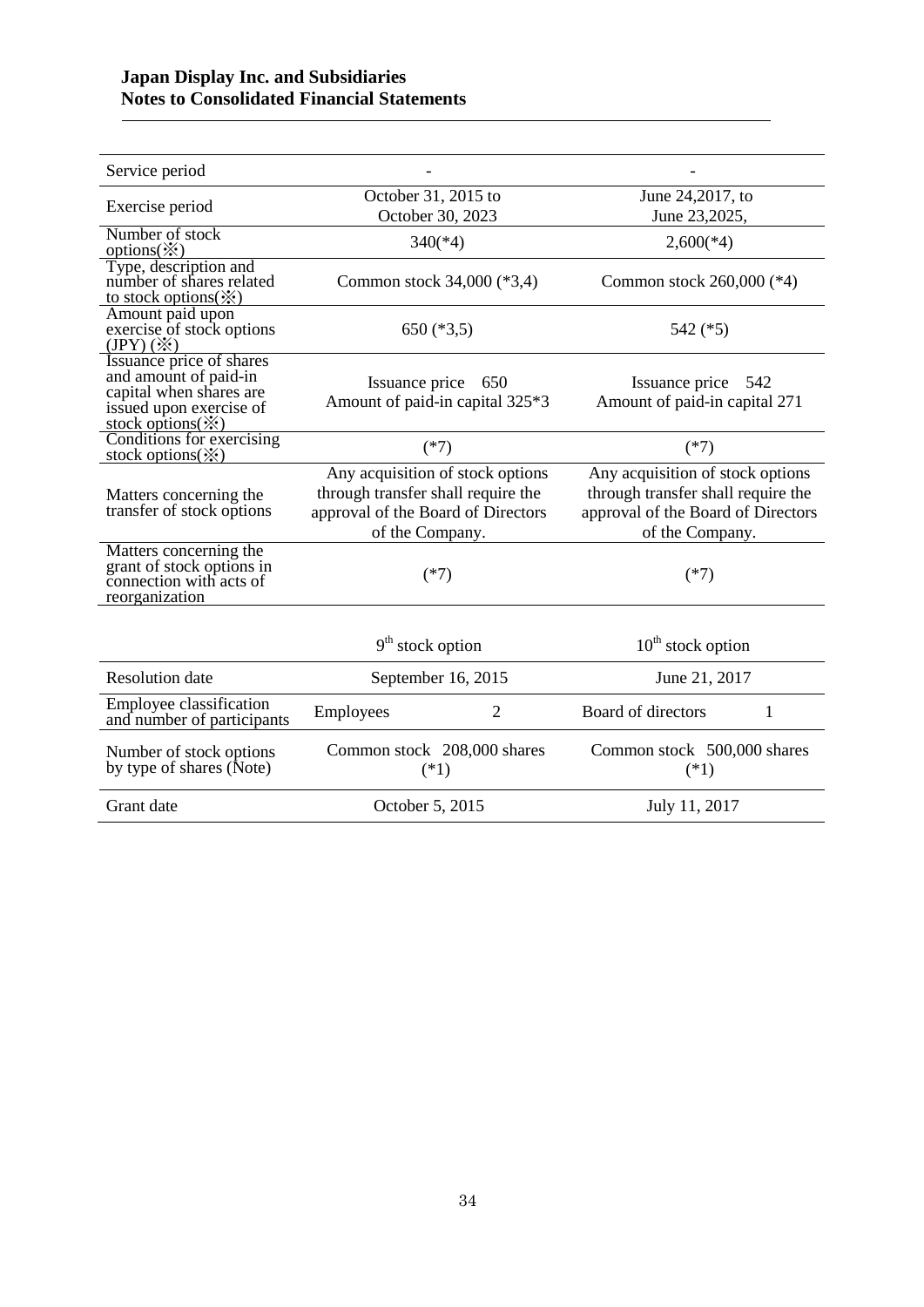**Japan Display Inc. and Subsidiaries**
**Notes to Consolidated Financial Statements**

| | | |
|---|---|---|
| Service period | - | - |
| Exercise period | October 31, 2015 to October 30, 2023 | June 24,2017, to June 23,2025, |
| Number of stock options(※) | 340(*4) | 2,600(*4) |
| Type, description and number of shares related to stock options(※) | Common stock 34,000 (*3,4) | Common stock 260,000 (*4) |
| Amount paid upon exercise of stock options (JPY) (※) | 650 (*3,5) | 542 (*5) |
| Issuance price of shares and amount of paid-in capital when shares are issued upon exercise of stock options(※) | Issuance price 650<br>Amount of paid-in capital 325*3 | Issuance price 542<br>Amount of paid-in capital 271 |
| Conditions for exercising stock options(※) | (*7) | (*7) |
| Matters concerning the transfer of stock options | Any acquisition of stock options through transfer shall require the approval of the Board of Directors of the Company. | Any acquisition of stock options through transfer shall require the approval of the Board of Directors of the Company. |
| Matters concerning the grant of stock options in connection with acts of reorganization | (*7) | (*7) |

| | 9th stock option | 10th stock option |
|---|---|---|
| Resolution date | September 16, 2015 | June 21, 2017 |
| Employee classification and number of participants | Employees 2 | Board of directors 1 |
| Number of stock options by type of shares (Note) | Common stock 208,000 shares (*1) | Common stock 500,000 shares (*1) |
| Grant date | October 5, 2015 | July 11, 2017 |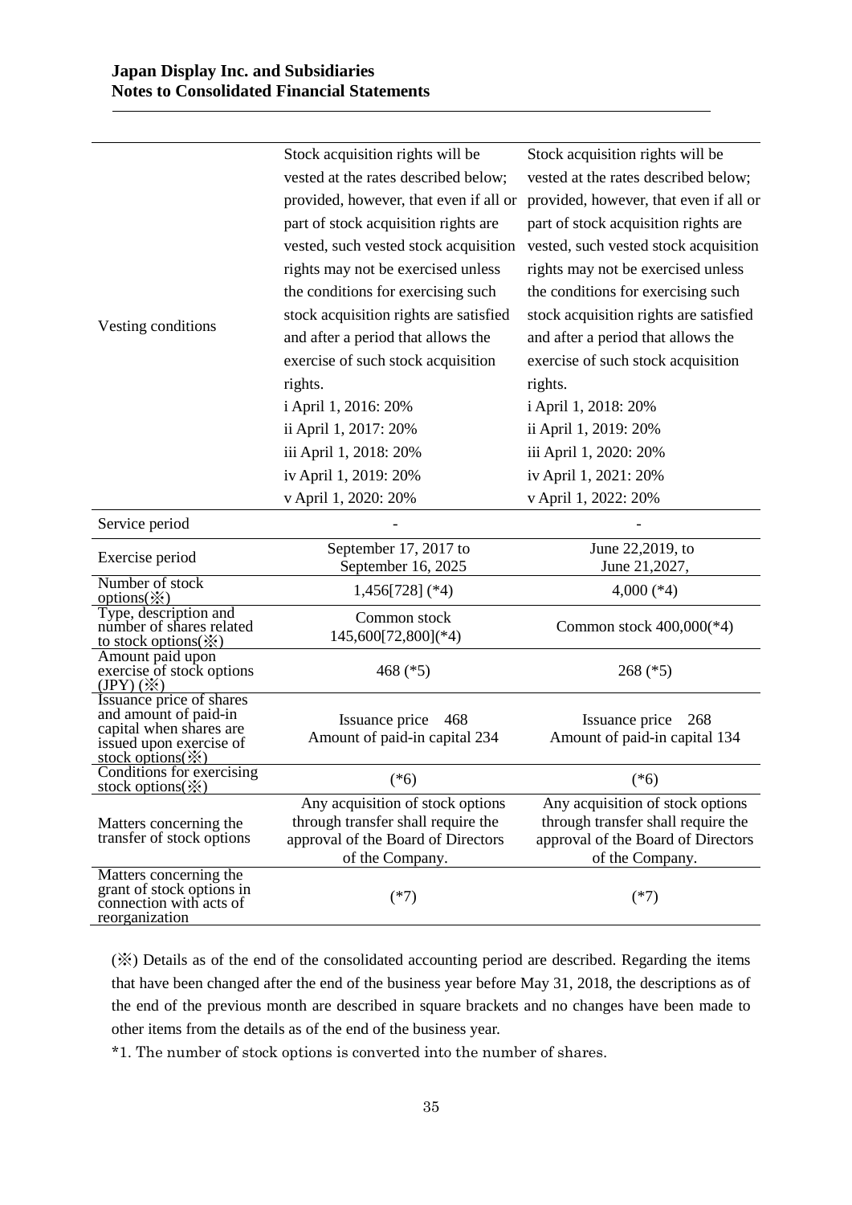| | | |
|---|---|---|
| Vesting conditions | Stock acquisition rights will be vested at the rates described below; provided, however, that even if all or part of stock acquisition rights are vested, such vested stock acquisition rights may not be exercised unless the conditions for exercising such stock acquisition rights are satisfied and after a period that allows the exercise of such stock acquisition rights.<br>i April 1, 2016: 20%<br>ii April 1, 2017: 20%<br>iii April 1, 2018: 20%<br>iv April 1, 2019: 20%<br>v April 1, 2020: 20% | Stock acquisition rights will be vested at the rates described below; provided, however, that even if all or part of stock acquisition rights are vested, such vested stock acquisition rights may not be exercised unless the conditions for exercising such stock acquisition rights are satisfied and after a period that allows the exercise of such stock acquisition rights.<br>i April 1, 2018: 20%<br>ii April 1, 2019: 20%<br>iii April 1, 2020: 20%<br>iv April 1, 2021: 20%<br>v April 1, 2022: 20% |
| Service period | - | - |
| Exercise period | September 17, 2017 to September 16, 2025 | June 22,2019, to June 21,2027, |
| Number of stock options(※) | 1,456[728] (*4) | 4,000 (*4) |
| Type, description and number of shares related to stock options(※) | Common stock 145,600[72,800](*4) | Common stock 400,000(*4) |
| Amount paid upon exercise of stock options (JPY) (※) | 468 (*5) | 268 (*5) |
| Issuance price of shares and amount of paid-in capital when shares are issued upon exercise of stock options(※) | Issuance price 468<br>Amount of paid-in capital 234 | Issuance price 268<br>Amount of paid-in capital 134 |
| Conditions for exercising stock options(※) | (*6) | (*6) |
| Matters concerning the transfer of stock options | Any acquisition of stock options through transfer shall require the approval of the Board of Directors of the Company. | Any acquisition of stock options through transfer shall require the approval of the Board of Directors of the Company. |
| Matters concerning the grant of stock options in connection with acts of reorganization | (*7) | (*7) |

(※) Details as of the end of the consolidated accounting period are described. Regarding the items that have been changed after the end of the business year before May 31, 2018, the descriptions as of the end of the previous month are described in square brackets and no changes have been made to other items from the details as of the end of the business year.

*1. The number of stock options is converted into the number of shares.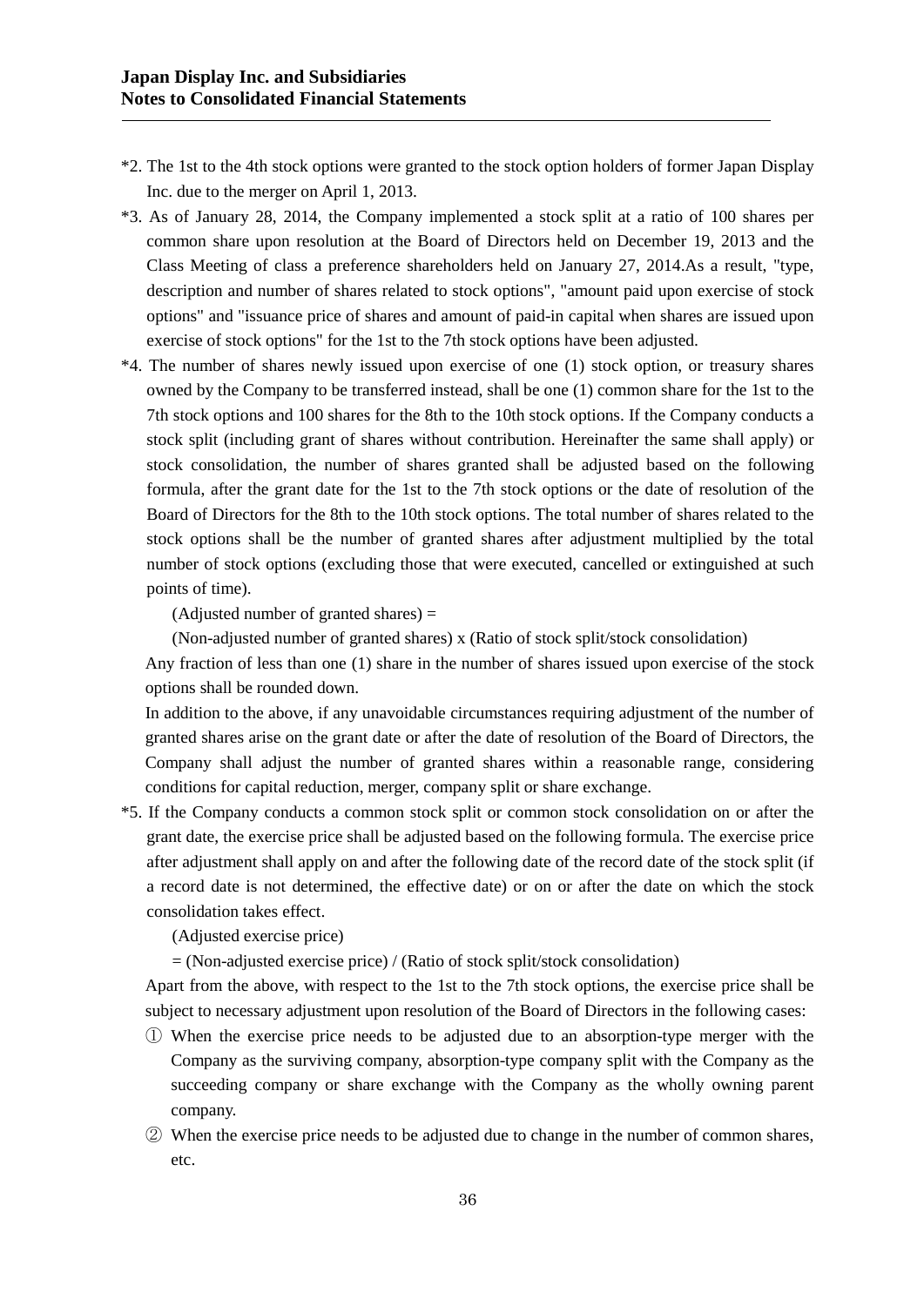*2. The 1st to the 4th stock options were granted to the stock option holders of former Japan Display Inc. due to the merger on April 1, 2013.

*3. As of January 28, 2014, the Company implemented a stock split at a ratio of 100 shares per common share upon resolution at the Board of Directors held on December 19, 2013 and the Class Meeting of class a preference shareholders held on January 27, 2014.As a result, "type, description and number of shares related to stock options", "amount paid upon exercise of stock options" and "issuance price of shares and amount of paid-in capital when shares are issued upon exercise of stock options" for the 1st to the 7th stock options have been adjusted.

*4. The number of shares newly issued upon exercise of one (1) stock option, or treasury shares owned by the Company to be transferred instead, shall be one (1) common share for the 1st to the 7th stock options and 100 shares for the 8th to the 10th stock options. If the Company conducts a stock split (including grant of shares without contribution. Hereinafter the same shall apply) or stock consolidation, the number of shares granted shall be adjusted based on the following formula, after the grant date for the 1st to the 7th stock options or the date of resolution of the Board of Directors for the 8th to the 10th stock options. The total number of shares related to the stock options shall be the number of granted shares after adjustment multiplied by the total number of stock options (excluding those that were executed, cancelled or extinguished at such points of time).

(Adjusted number of granted shares) =

(Non-adjusted number of granted shares) x (Ratio of stock split/stock consolidation)

Any fraction of less than one (1) share in the number of shares issued upon exercise of the stock options shall be rounded down.

In addition to the above, if any unavoidable circumstances requiring adjustment of the number of granted shares arise on the grant date or after the date of resolution of the Board of Directors, the Company shall adjust the number of granted shares within a reasonable range, considering conditions for capital reduction, merger, company split or share exchange.

*5. If the Company conducts a common stock split or common stock consolidation on or after the grant date, the exercise price shall be adjusted based on the following formula. The exercise price after adjustment shall apply on and after the following date of the record date of the stock split (if a record date is not determined, the effective date) or on or after the date on which the stock consolidation takes effect.

(Adjusted exercise price)

= (Non-adjusted exercise price) / (Ratio of stock split/stock consolidation)

Apart from the above, with respect to the 1st to the 7th stock options, the exercise price shall be subject to necessary adjustment upon resolution of the Board of Directors in the following cases:

① When the exercise price needs to be adjusted due to an absorption-type merger with the Company as the surviving company, absorption-type company split with the Company as the succeeding company or share exchange with the Company as the wholly owning parent company.

② When the exercise price needs to be adjusted due to change in the number of common shares, etc.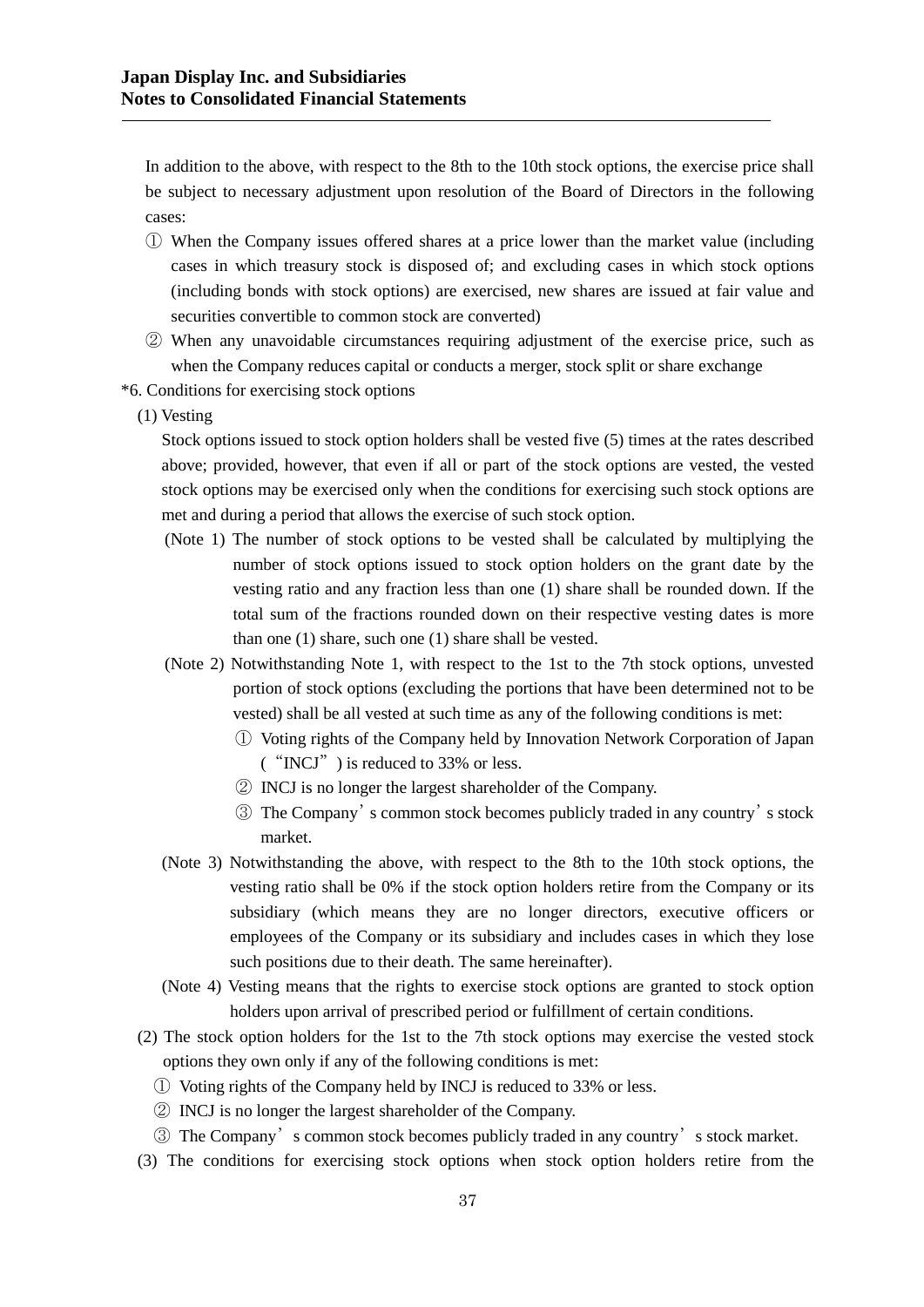In addition to the above, with respect to the 8th to the 10th stock options, the exercise price shall be subject to necessary adjustment upon resolution of the Board of Directors in the following cases:

① When the Company issues offered shares at a price lower than the market value (including cases in which treasury stock is disposed of; and excluding cases in which stock options (including bonds with stock options) are exercised, new shares are issued at fair value and securities convertible to common stock are converted)

② When any unavoidable circumstances requiring adjustment of the exercise price, such as when the Company reduces capital or conducts a merger, stock split or share exchange

*6. Conditions for exercising stock options

(1) Vesting

Stock options issued to stock option holders shall be vested five (5) times at the rates described above; provided, however, that even if all or part of the stock options are vested, the vested stock options may be exercised only when the conditions for exercising such stock options are met and during a period that allows the exercise of such stock option.

(Note 1) The number of stock options to be vested shall be calculated by multiplying the number of stock options issued to stock option holders on the grant date by the vesting ratio and any fraction less than one (1) share shall be rounded down. If the total sum of the fractions rounded down on their respective vesting dates is more than one (1) share, such one (1) share shall be vested.

(Note 2) Notwithstanding Note 1, with respect to the 1st to the 7th stock options, unvested portion of stock options (excluding the portions that have been determined not to be vested) shall be all vested at such time as any of the following conditions is met:

① Voting rights of the Company held by Innovation Network Corporation of Japan (“INCJ”) is reduced to 33% or less.

② INCJ is no longer the largest shareholder of the Company.

③ The Company’s common stock becomes publicly traded in any country’s stock market.

(Note 3) Notwithstanding the above, with respect to the 8th to the 10th stock options, the vesting ratio shall be 0% if the stock option holders retire from the Company or its subsidiary (which means they are no longer directors, executive officers or employees of the Company or its subsidiary and includes cases in which they lose such positions due to their death. The same hereinafter).

(Note 4) Vesting means that the rights to exercise stock options are granted to stock option holders upon arrival of prescribed period or fulfillment of certain conditions.

(2) The stock option holders for the 1st to the 7th stock options may exercise the vested stock options they own only if any of the following conditions is met:

① Voting rights of the Company held by INCJ is reduced to 33% or less.

② INCJ is no longer the largest shareholder of the Company.

③ The Company’s common stock becomes publicly traded in any country’s stock market.

(3) The conditions for exercising stock options when stock option holders retire from the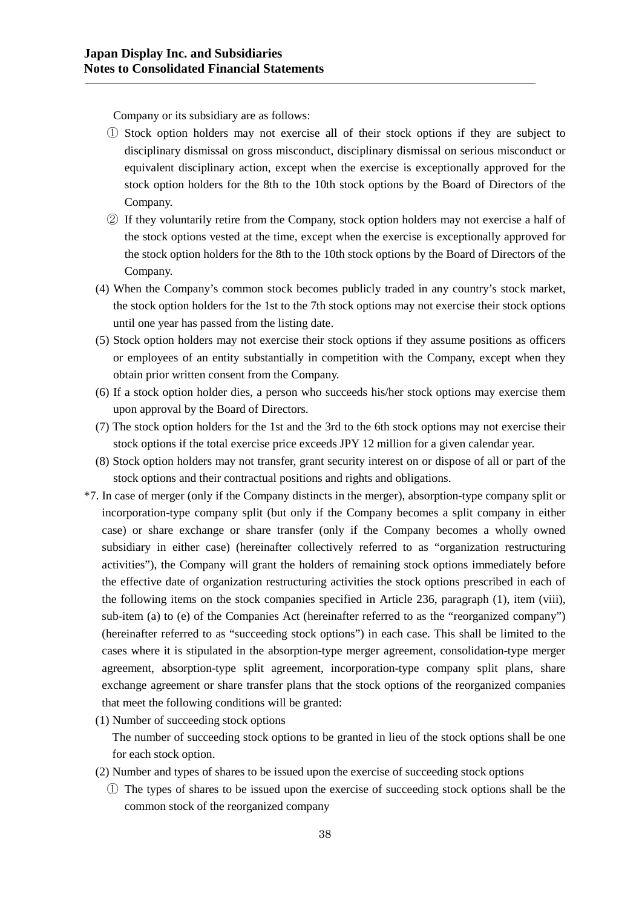Company or its subsidiary are as follows:

① Stock option holders may not exercise all of their stock options if they are subject to disciplinary dismissal on gross misconduct, disciplinary dismissal on serious misconduct or equivalent disciplinary action, except when the exercise is exceptionally approved for the stock option holders for the 8th to the 10th stock options by the Board of Directors of the Company.

② If they voluntarily retire from the Company, stock option holders may not exercise a half of the stock options vested at the time, except when the exercise is exceptionally approved for the stock option holders for the 8th to the 10th stock options by the Board of Directors of the Company.

(4) When the Company's common stock becomes publicly traded in any country's stock market, the stock option holders for the 1st to the 7th stock options may not exercise their stock options until one year has passed from the listing date.

(5) Stock option holders may not exercise their stock options if they assume positions as officers or employees of an entity substantially in competition with the Company, except when they obtain prior written consent from the Company.

(6) If a stock option holder dies, a person who succeeds his/her stock options may exercise them upon approval by the Board of Directors.

(7) The stock option holders for the 1st and the 3rd to the 6th stock options may not exercise their stock options if the total exercise price exceeds JPY 12 million for a given calendar year.

(8) Stock option holders may not transfer, grant security interest on or dispose of all or part of the stock options and their contractual positions and rights and obligations.

*7. In case of merger (only if the Company distincts in the merger), absorption-type company split or incorporation-type company split (but only if the Company becomes a split company in either case) or share exchange or share transfer (only if the Company becomes a wholly owned subsidiary in either case) (hereinafter collectively referred to as "organization restructuring activities"), the Company will grant the holders of remaining stock options immediately before the effective date of organization restructuring activities the stock options prescribed in each of the following items on the stock companies specified in Article 236, paragraph (1), item (viii), sub-item (a) to (e) of the Companies Act (hereinafter referred to as the "reorganized company") (hereinafter referred to as "succeeding stock options") in each case. This shall be limited to the cases where it is stipulated in the absorption-type merger agreement, consolidation-type merger agreement, absorption-type split agreement, incorporation-type company split plans, share exchange agreement or share transfer plans that the stock options of the reorganized companies that meet the following conditions will be granted:

(1) Number of succeeding stock options

The number of succeeding stock options to be granted in lieu of the stock options shall be one for each stock option.

(2) Number and types of shares to be issued upon the exercise of succeeding stock options

① The types of shares to be issued upon the exercise of succeeding stock options shall be the common stock of the reorganized company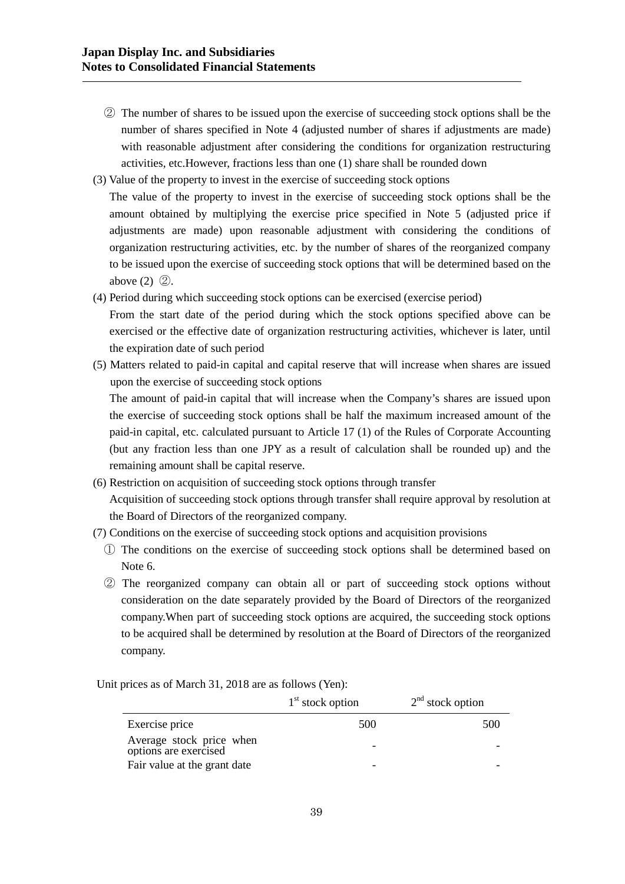② The number of shares to be issued upon the exercise of succeeding stock options shall be the number of shares specified in Note 4 (adjusted number of shares if adjustments are made) with reasonable adjustment after considering the conditions for organization restructuring activities, etc.However, fractions less than one (1) share shall be rounded down

(3) Value of the property to invest in the exercise of succeeding stock options

The value of the property to invest in the exercise of succeeding stock options shall be the amount obtained by multiplying the exercise price specified in Note 5 (adjusted price if adjustments are made) upon reasonable adjustment with considering the conditions of organization restructuring activities, etc. by the number of shares of the reorganized company to be issued upon the exercise of succeeding stock options that will be determined based on the above (2) ②.

(4) Period during which succeeding stock options can be exercised (exercise period)

From the start date of the period during which the stock options specified above can be exercised or the effective date of organization restructuring activities, whichever is later, until the expiration date of such period

(5) Matters related to paid-in capital and capital reserve that will increase when shares are issued upon the exercise of succeeding stock options

The amount of paid-in capital that will increase when the Company's shares are issued upon the exercise of succeeding stock options shall be half the maximum increased amount of the paid-in capital, etc. calculated pursuant to Article 17 (1) of the Rules of Corporate Accounting (but any fraction less than one JPY as a result of calculation shall be rounded up) and the remaining amount shall be capital reserve.

(6) Restriction on acquisition of succeeding stock options through transfer

Acquisition of succeeding stock options through transfer shall require approval by resolution at the Board of Directors of the reorganized company.

(7) Conditions on the exercise of succeeding stock options and acquisition provisions

① The conditions on the exercise of succeeding stock options shall be determined based on Note 6.

② The reorganized company can obtain all or part of succeeding stock options without consideration on the date separately provided by the Board of Directors of the reorganized company.When part of succeeding stock options are acquired, the succeeding stock options to be acquired shall be determined by resolution at the Board of Directors of the reorganized company.

Unit prices as of March 31, 2018 are as follows (Yen):

| | 1st stock option | 2nd stock option |
|---|---|---|
| Exercise price | 500 | 500 |
| Average stock price when options are exercised | - | - |
| Fair value at the grant date | - | - |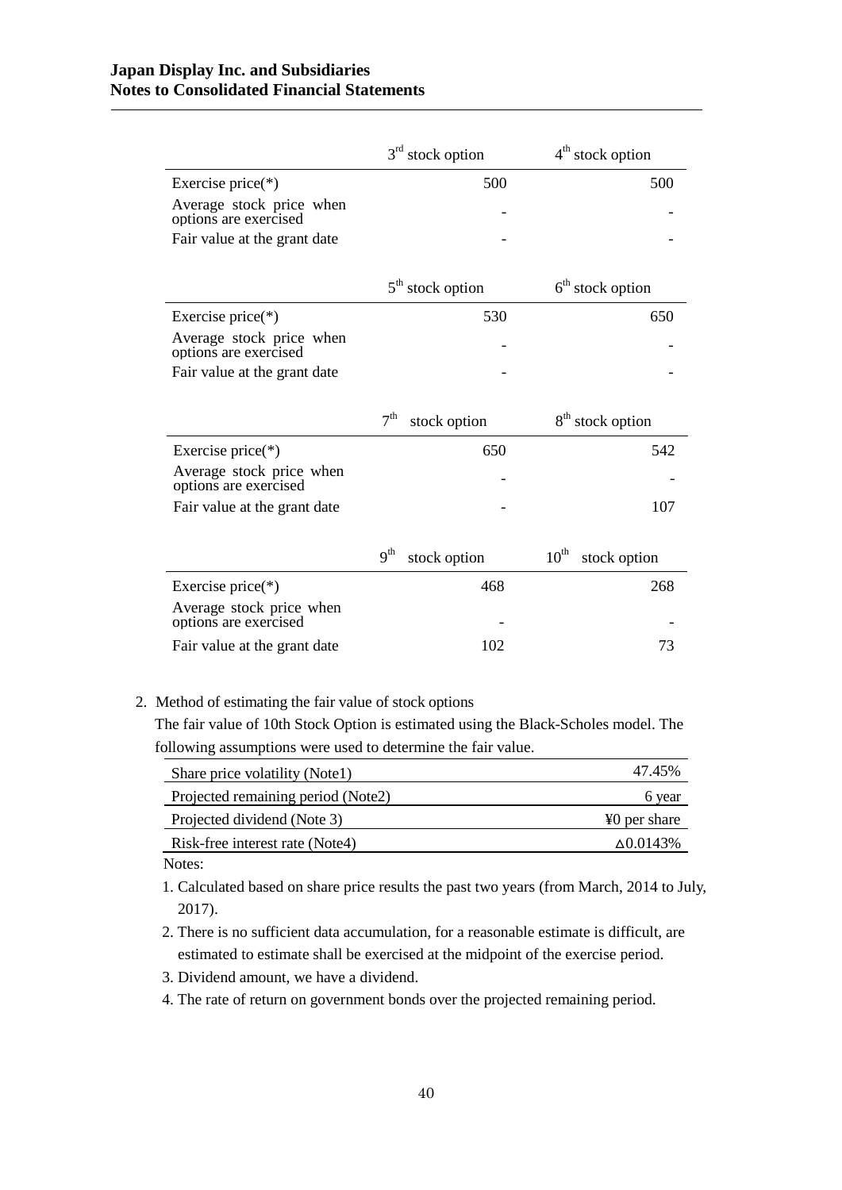|  | 3rd stock option | 4th stock option |
|---|---|---|
| Exercise price(*) | 500 | 500 |
| Average stock price when options are exercised | - | - |
| Fair value at the grant date | - | - |

|  | 5th stock option | 6th stock option |
|---|---|---|
| Exercise price(*) | 530 | 650 |
| Average stock price when options are exercised | - | - |
| Fair value at the grant date | - | - |

|  | 7th stock option | 8th stock option |
|---|---|---|
| Exercise price(*) | 650 | 542 |
| Average stock price when options are exercised | - | - |
| Fair value at the grant date | - | 107 |

|  | 9th stock option | 10th stock option |
|---|---|---|
| Exercise price(*) | 468 | 268 |
| Average stock price when options are exercised | - | - |
| Fair value at the grant date | 102 | 73 |

2. Method of estimating the fair value of stock options

The fair value of 10th Stock Option is estimated using the Black-Scholes model. The following assumptions were used to determine the fair value.

| | |
|---|---|
| Share price volatility (Note1) | 47.45% |
| Projected remaining period (Note2) | 6 year |
| Projected dividend (Note 3) | ¥0 per share |
| Risk-free interest rate (Note4) | ∆0.0143% |

Notes:

1. Calculated based on share price results the past two years (from March, 2014 to July, 2017).
2. There is no sufficient data accumulation, for a reasonable estimate is difficult, are estimated to estimate shall be exercised at the midpoint of the exercise period.
3. Dividend amount, we have a dividend.
4. The rate of return on government bonds over the projected remaining period.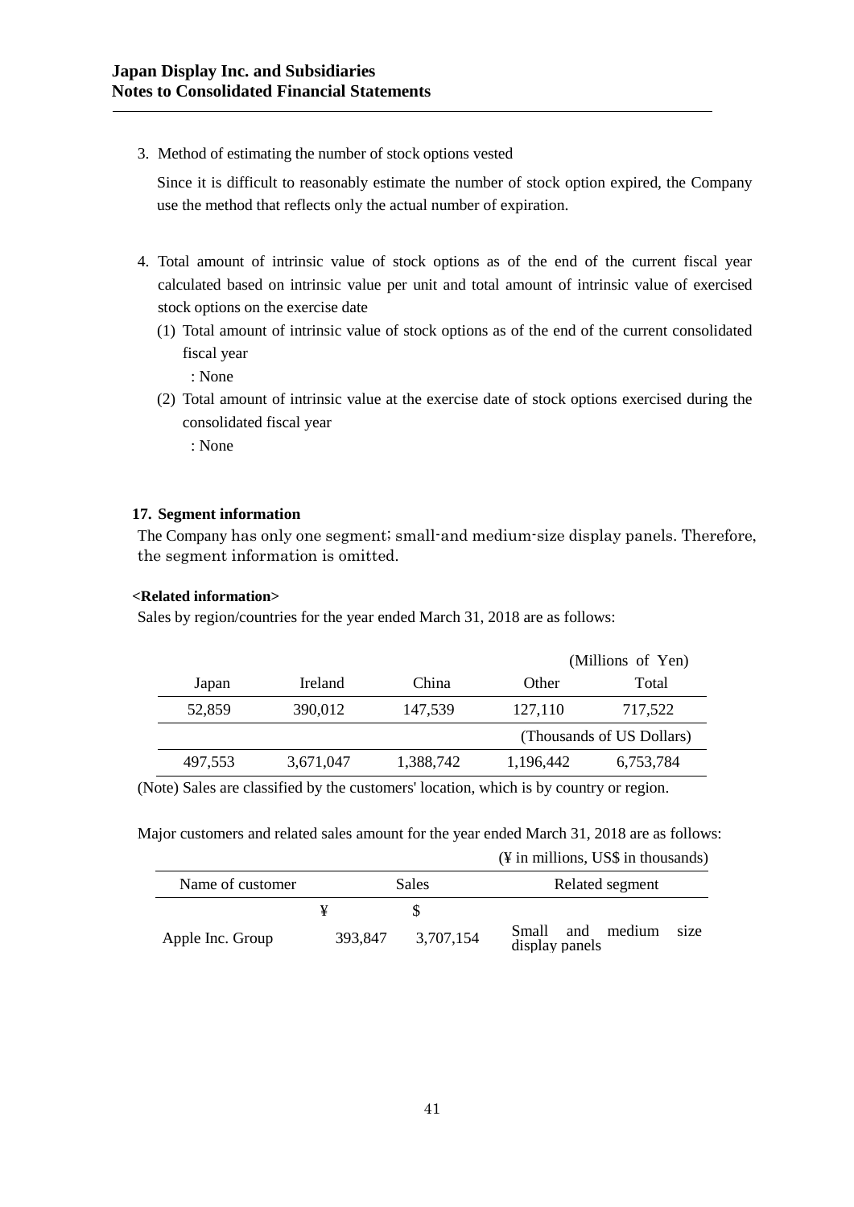3. Method of estimating the number of stock options vested

   Since it is difficult to reasonably estimate the number of stock option expired, the Company use the method that reflects only the actual number of expiration.

4. Total amount of intrinsic value of stock options as of the end of the current fiscal year calculated based on intrinsic value per unit and total amount of intrinsic value of exercised stock options on the exercise date

   (1) Total amount of intrinsic value of stock options as of the end of the current consolidated fiscal year

   : None

   (2) Total amount of intrinsic value at the exercise date of stock options exercised during the consolidated fiscal year

   : None

### 17. Segment information

The Company has only one segment; small-and medium-size display panels. Therefore, the segment information is omitted.

**<Related information>**

Sales by region/countries for the year ended March 31, 2018 are as follows:

| Japan | Ireland | China | Other | Total |
|---|---|---|---|---|
| | | | | (Millions of Yen) |
| 52,859 | 390,012 | 147,539 | 127,110 | 717,522 |
| | | | | (Thousands of US Dollars) |
| 497,553 | 3,671,047 | 1,388,742 | 1,196,442 | 6,753,784 |

(Note) Sales are classified by the customers' location, which is by country or region.

Major customers and related sales amount for the year ended March 31, 2018 are as follows:

(¥ in millions, US$ in thousands)

| Name of customer | Sales | | Related segment |
|---|---|---|---|
| | ¥ | $ | |
| Apple Inc. Group | 393,847 | 3,707,154 | Small and medium size display panels |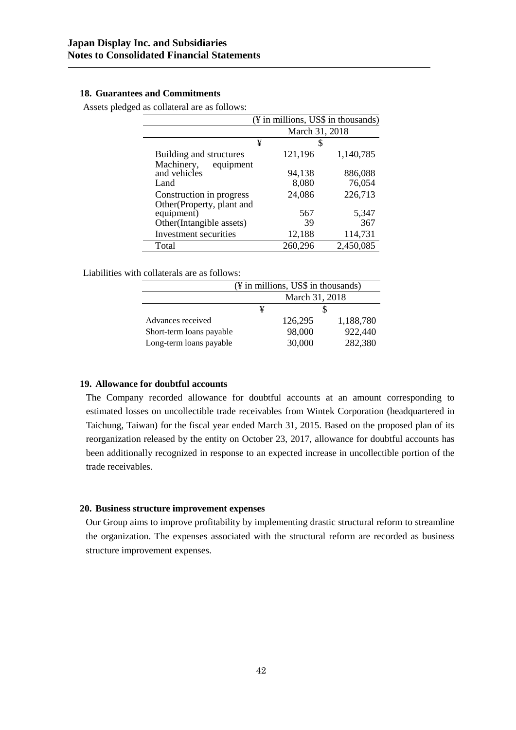## 18. Guarantees and Commitments

Assets pledged as collateral are as follows:

| | (¥ in millions, US$ in thousands) | |
|---|---|---|
| | March 31, 2018 | |
| | ¥ | $ |
| Building and structures | 121,196 | 1,140,785 |
| Machinery, equipment and vehicles | 94,138 | 886,088 |
| Land | 8,080 | 76,054 |
| Construction in progress | 24,086 | 226,713 |
| Other(Property, plant and equipment) | 567 | 5,347 |
| Other(Intangible assets) | 39 | 367 |
| Investment securities | 12,188 | 114,731 |
| Total | 260,296 | 2,450,085 |

Liabilities with collaterals are as follows:

| | (¥ in millions, US$ in thousands) | |
|---|---|---|
| | March 31, 2018 | |
| | ¥ | $ |
| Advances received | 126,295 | 1,188,780 |
| Short-term loans payable | 98,000 | 922,440 |
| Long-term loans payable | 30,000 | 282,380 |

## 19. Allowance for doubtful accounts

The Company recorded allowance for doubtful accounts at an amount corresponding to estimated losses on uncollectible trade receivables from Wintek Corporation (headquartered in Taichung, Taiwan) for the fiscal year ended March 31, 2015. Based on the proposed plan of its reorganization released by the entity on October 23, 2017, allowance for doubtful accounts has been additionally recognized in response to an expected increase in uncollectible portion of the trade receivables.

## 20. Business structure improvement expenses

Our Group aims to improve profitability by implementing drastic structural reform to streamline the organization. The expenses associated with the structural reform are recorded as business structure improvement expenses.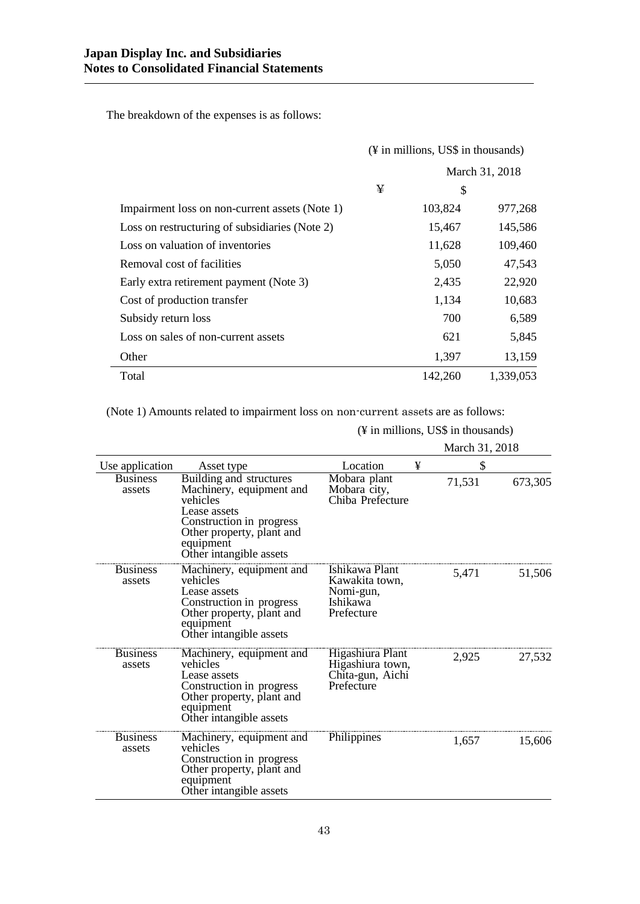The breakdown of the expenses is as follows:

(¥ in millions, US$ in thousands)

| | March 31, 2018 | |
|---|---|---|
| | ¥ | $ |
| Impairment loss on non-current assets (Note 1) | 103,824 | 977,268 |
| Loss on restructuring of subsidiaries (Note 2) | 15,467 | 145,586 |
| Loss on valuation of inventories | 11,628 | 109,460 |
| Removal cost of facilities | 5,050 | 47,543 |
| Early extra retirement payment (Note 3) | 2,435 | 22,920 |
| Cost of production transfer | 1,134 | 10,683 |
| Subsidy return loss | 700 | 6,589 |
| Loss on sales of non-current assets | 621 | 5,845 |
| Other | 1,397 | 13,159 |
| Total | 142,260 | 1,339,053 |

(Note 1) Amounts related to impairment loss on non-current assets are as follows:

(¥ in millions, US$ in thousands)

| | | | March 31, 2018 | |
|---|---|---|---|---|
| Use application | Asset type | Location | ¥ | $ |
| Business assets | Building and structures<br>Machinery, equipment and vehicles<br>Lease assets<br>Construction in progress<br>Other property, plant and equipment<br>Other intangible assets | Mobara plant<br>Mobara city, Chiba Prefecture | 71,531 | 673,305 |
| Business assets | Machinery, equipment and vehicles<br>Lease assets<br>Construction in progress<br>Other property, plant and equipment<br>Other intangible assets | Ishikawa Plant<br>Kawakita town, Nomi-gun, Ishikawa Prefecture | 5,471 | 51,506 |
| Business assets | Machinery, equipment and vehicles<br>Lease assets<br>Construction in progress<br>Other property, plant and equipment<br>Other intangible assets | Higashiura Plant<br>Higashiura town, Chita-gun, Aichi Prefecture | 2,925 | 27,532 |
| Business assets | Machinery, equipment and vehicles<br>Construction in progress<br>Other property, plant and equipment<br>Other intangible assets | Philippines | 1,657 | 15,606 |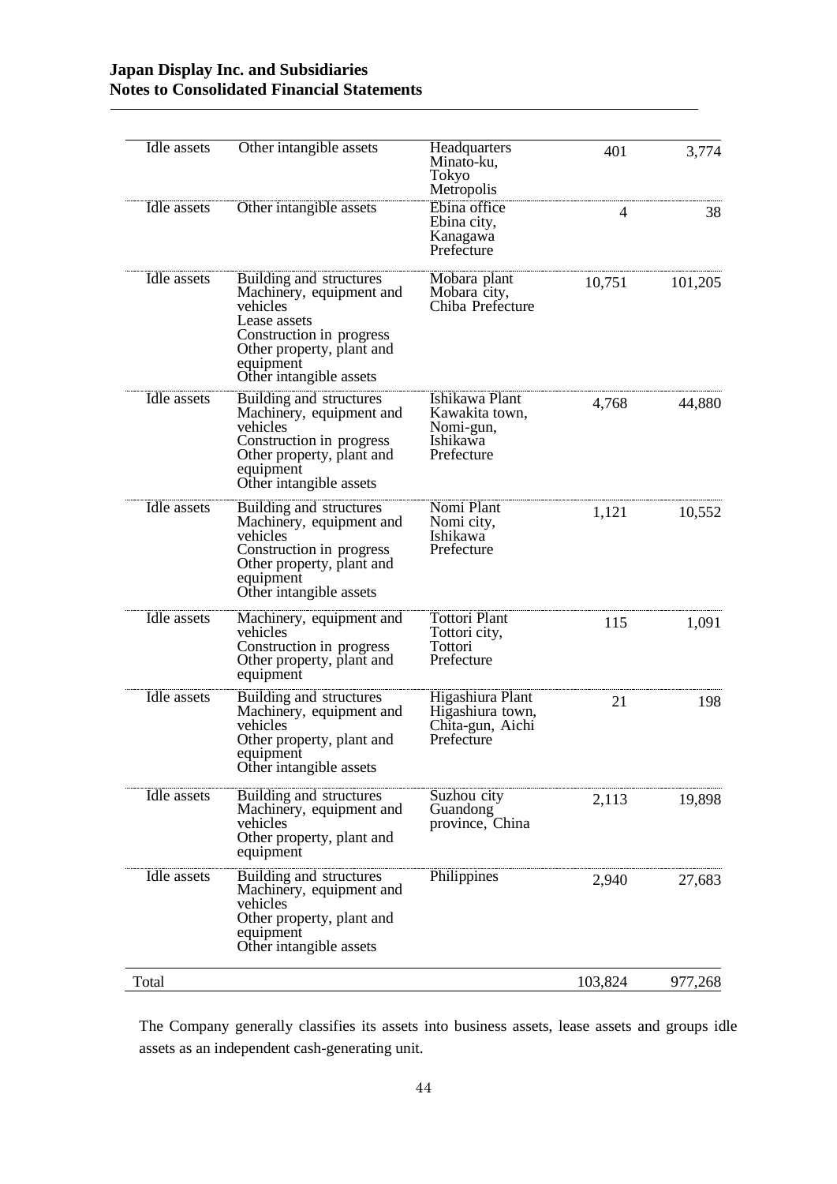| | | | | |
|---|---|---|---|---|
| Idle assets | Other intangible assets | Headquarters Minato-ku, Tokyo Metropolis | 401 | 3,774 |
| Idle assets | Other intangible assets | Ebina office Ebina city, Kanagawa Prefecture | 4 | 38 |
| Idle assets | Building and structures<br>Machinery, equipment and vehicles<br>Lease assets<br>Construction in progress<br>Other property, plant and equipment<br>Other intangible assets | Mobara plant Mobara city, Chiba Prefecture | 10,751 | 101,205 |
| Idle assets | Building and structures<br>Machinery, equipment and vehicles<br>Construction in progress<br>Other property, plant and equipment<br>Other intangible assets | Ishikawa Plant Kawakita town, Nomi-gun, Ishikawa Prefecture | 4,768 | 44,880 |
| Idle assets | Building and structures<br>Machinery, equipment and vehicles<br>Construction in progress<br>Other property, plant and equipment<br>Other intangible assets | Nomi Plant Nomi city, Ishikawa Prefecture | 1,121 | 10,552 |
| Idle assets | Machinery, equipment and vehicles<br>Construction in progress<br>Other property, plant and equipment | Tottori Plant Tottori city, Tottori Prefecture | 115 | 1,091 |
| Idle assets | Building and structures<br>Machinery, equipment and vehicles<br>Other property, plant and equipment<br>Other intangible assets | Higashiura Plant Higashiura town, Chita-gun, Aichi Prefecture | 21 | 198 |
| Idle assets | Building and structures<br>Machinery, equipment and vehicles<br>Other property, plant and equipment | Suzhou city Guandong province, China | 2,113 | 19,898 |
| Idle assets | Building and structures<br>Machinery, equipment and vehicles<br>Other property, plant and equipment<br>Other intangible assets | Philippines | 2,940 | 27,683 |
| Total | | | 103,824 | 977,268 |

The Company generally classifies its assets into business assets, lease assets and groups idle assets as an independent cash-generating unit.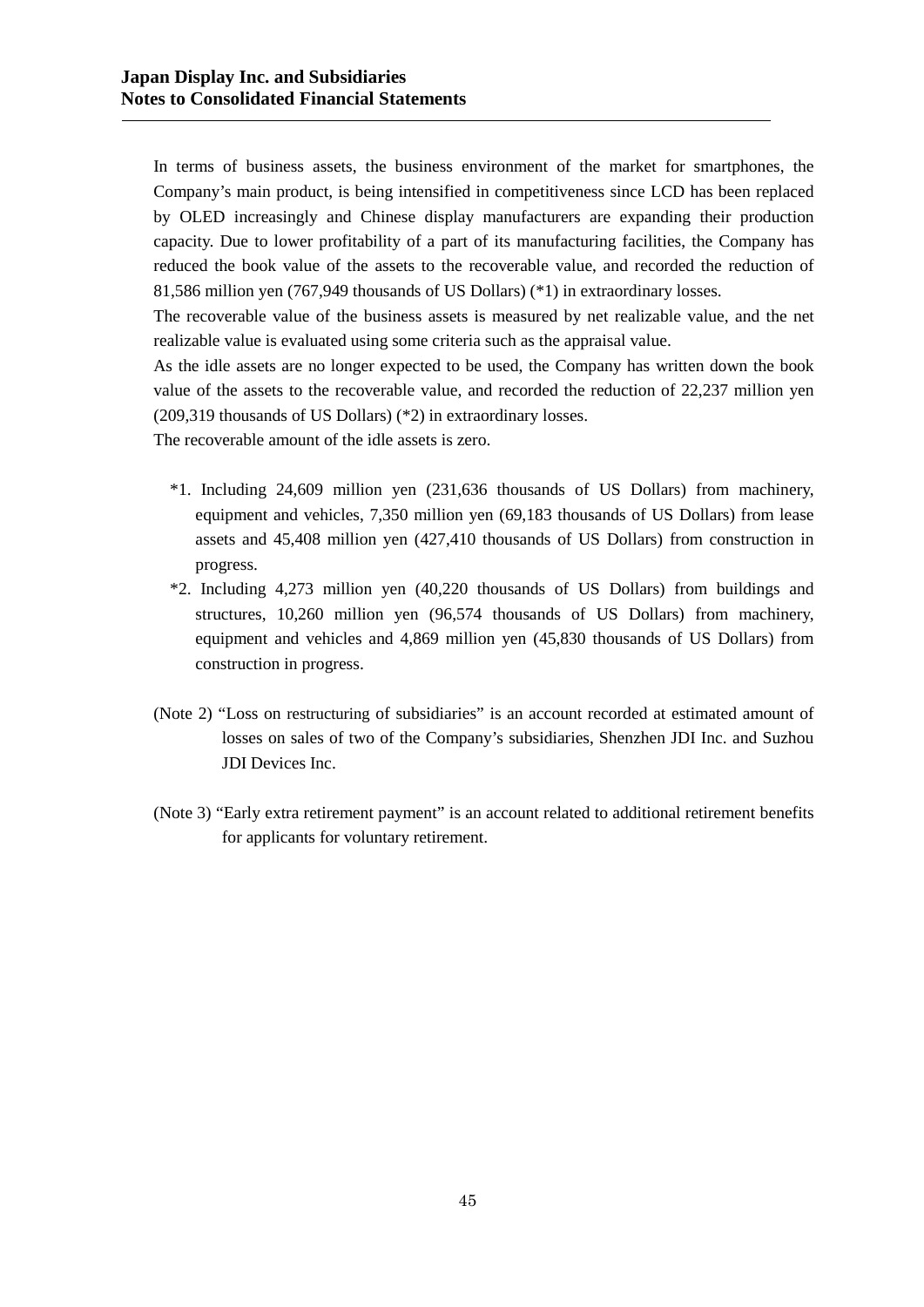In terms of business assets, the business environment of the market for smartphones, the Company's main product, is being intensified in competitiveness since LCD has been replaced by OLED increasingly and Chinese display manufacturers are expanding their production capacity. Due to lower profitability of a part of its manufacturing facilities, the Company has reduced the book value of the assets to the recoverable value, and recorded the reduction of 81,586 million yen (767,949 thousands of US Dollars) (*1) in extraordinary losses.

The recoverable value of the business assets is measured by net realizable value, and the net realizable value is evaluated using some criteria such as the appraisal value.

As the idle assets are no longer expected to be used, the Company has written down the book value of the assets to the recoverable value, and recorded the reduction of 22,237 million yen (209,319 thousands of US Dollars) (*2) in extraordinary losses.

The recoverable amount of the idle assets is zero.

*1. Including 24,609 million yen (231,636 thousands of US Dollars) from machinery, equipment and vehicles, 7,350 million yen (69,183 thousands of US Dollars) from lease assets and 45,408 million yen (427,410 thousands of US Dollars) from construction in progress.

*2. Including 4,273 million yen (40,220 thousands of US Dollars) from buildings and structures, 10,260 million yen (96,574 thousands of US Dollars) from machinery, equipment and vehicles and 4,869 million yen (45,830 thousands of US Dollars) from construction in progress.

(Note 2) "Loss on restructuring of subsidiaries" is an account recorded at estimated amount of losses on sales of two of the Company's subsidiaries, Shenzhen JDI Inc. and Suzhou JDI Devices Inc.

(Note 3) "Early extra retirement payment" is an account related to additional retirement benefits for applicants for voluntary retirement.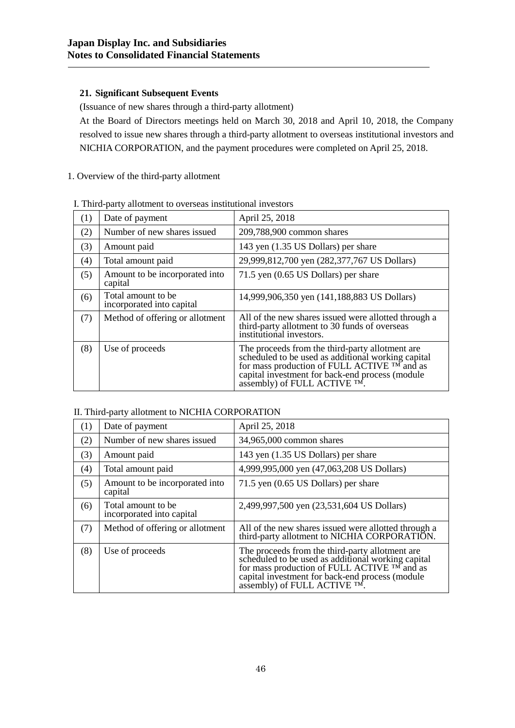## 21. Significant Subsequent Events

(Issuance of new shares through a third-party allotment)

At the Board of Directors meetings held on March 30, 2018 and April 10, 2018, the Company resolved to issue new shares through a third-party allotment to overseas institutional investors and NICHIA CORPORATION, and the payment procedures were completed on April 25, 2018.

1. Overview of the third-party allotment

I. Third-party allotment to overseas institutional investors

| | | |
|---|---|---|
| (1) | Date of payment | April 25, 2018 |
| (2) | Number of new shares issued | 209,788,900 common shares |
| (3) | Amount paid | 143 yen (1.35 US Dollars) per share |
| (4) | Total amount paid | 29,999,812,700 yen (282,377,767 US Dollars) |
| (5) | Amount to be incorporated into capital | 71.5 yen (0.65 US Dollars) per share |
| (6) | Total amount to be incorporated into capital | 14,999,906,350 yen (141,188,883 US Dollars) |
| (7) | Method of offering or allotment | All of the new shares issued were allotted through a third-party allotment to 30 funds of overseas institutional investors. |
| (8) | Use of proceeds | The proceeds from the third-party allotment are scheduled to be used as additional working capital for mass production of FULL ACTIVE ™ and as capital investment for back-end process (module assembly) of FULL ACTIVE ™. |

II. Third-party allotment to NICHIA CORPORATION

| | | |
|---|---|---|
| (1) | Date of payment | April 25, 2018 |
| (2) | Number of new shares issued | 34,965,000 common shares |
| (3) | Amount paid | 143 yen (1.35 US Dollars) per share |
| (4) | Total amount paid | 4,999,995,000 yen (47,063,208 US Dollars) |
| (5) | Amount to be incorporated into capital | 71.5 yen (0.65 US Dollars) per share |
| (6) | Total amount to be incorporated into capital | 2,499,997,500 yen (23,531,604 US Dollars) |
| (7) | Method of offering or allotment | All of the new shares issued were allotted through a third-party allotment to NICHIA CORPORATION. |
| (8) | Use of proceeds | The proceeds from the third-party allotment are scheduled to be used as additional working capital for mass production of FULL ACTIVE ™ and as capital investment for back-end process (module assembly) of FULL ACTIVE ™. |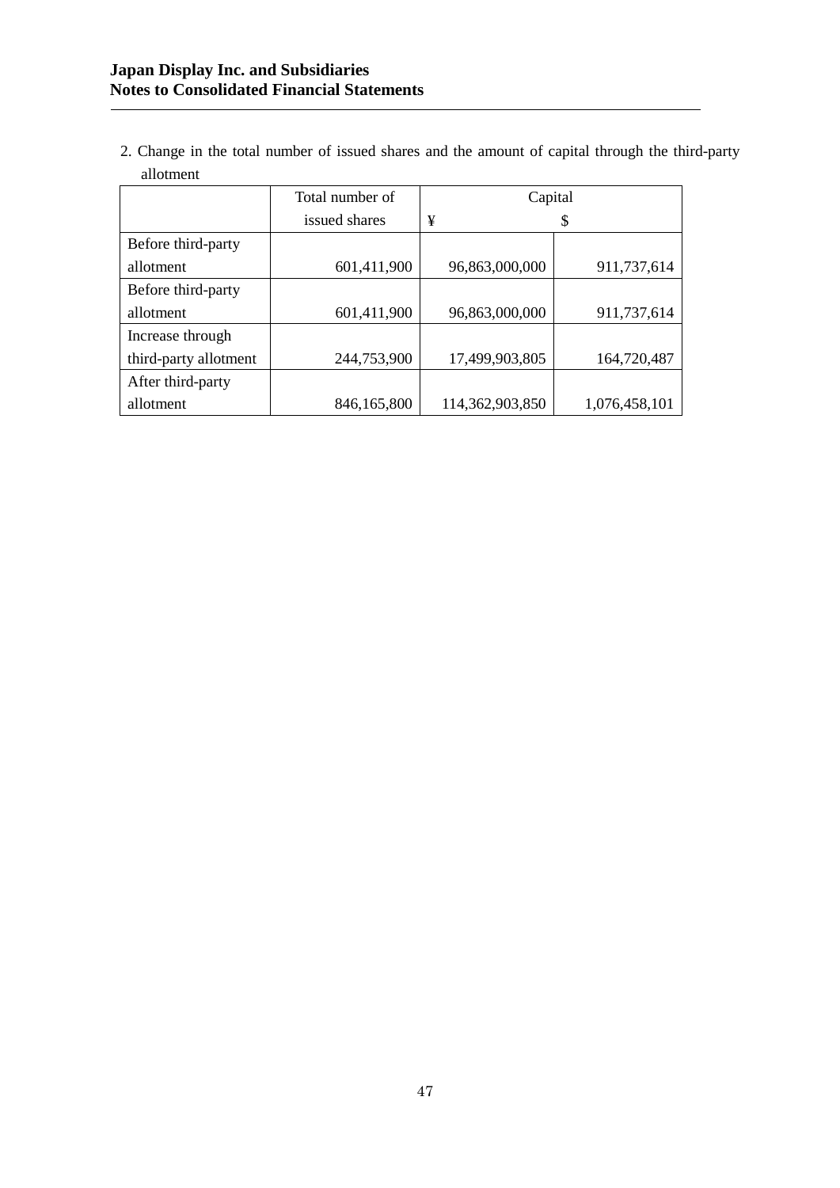2. Change in the total number of issued shares and the amount of capital through the third-party allotment

| | Total number of issued shares | Capital ¥ | $ |
|---|---|---|---|
| Before third-party allotment | 601,411,900 | 96,863,000,000 | 911,737,614 |
| Before third-party allotment | 601,411,900 | 96,863,000,000 | 911,737,614 |
| Increase through third-party allotment | 244,753,900 | 17,499,903,805 | 164,720,487 |
| After third-party allotment | 846,165,800 | 114,362,903,850 | 1,076,458,101 |